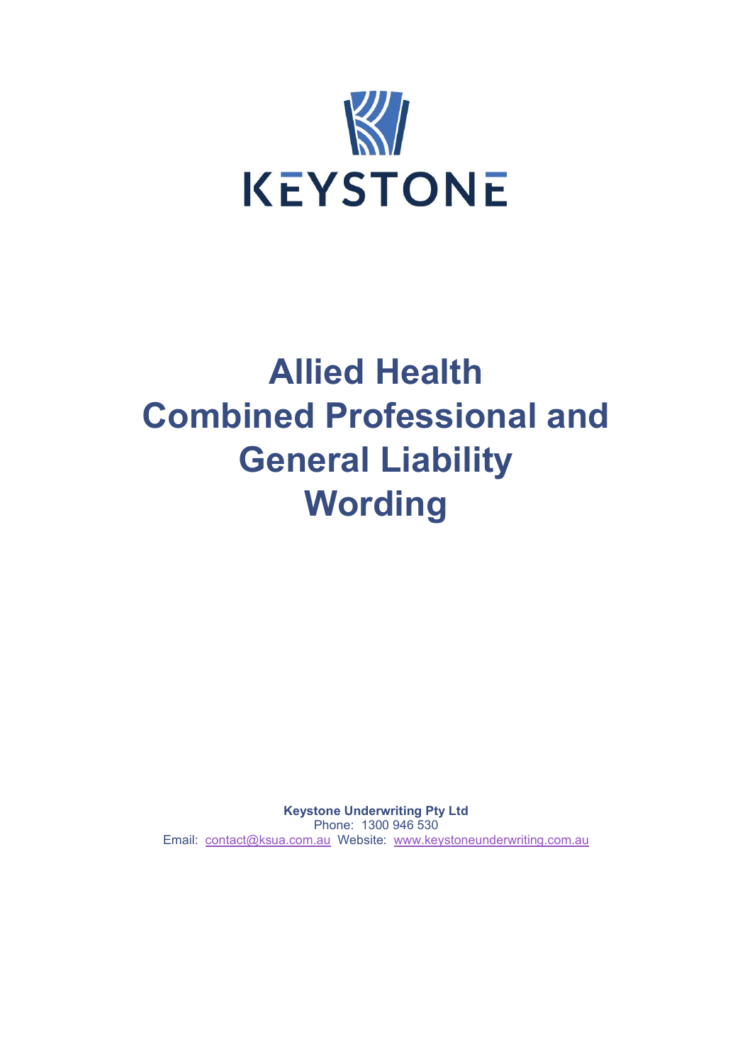KEYSTONE

# Allied Health Combined Professional and General Liability Wording

**Keystone Underwriting Pty Ltd**
Phone: 1300 946 530
Email: contact@ksua.com.au Website: www.keystoneunderwriting.com.au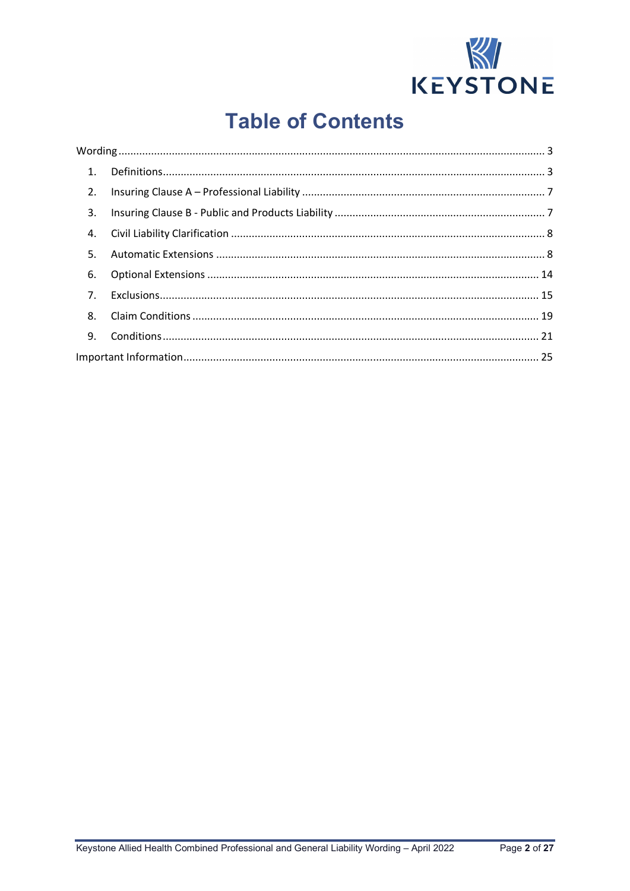# Table of Contents

Wording ........................................................................................................................................ 3

1. Definitions ........................................................................................................................... 3
2. Insuring Clause A – Professional Liability ................................................................................ 7
3. Insuring Clause B - Public and Products Liability ..................................................................... 7
4. Civil Liability Clarification ....................................................................................................... 8
5. Automatic Extensions ............................................................................................................ 8
6. Optional Extensions ............................................................................................................. 14
7. Exclusions ............................................................................................................................ 15
8. Claim Conditions ................................................................................................................. 19
9. Conditions ........................................................................................................................... 21

Important Information .................................................................................................................. 25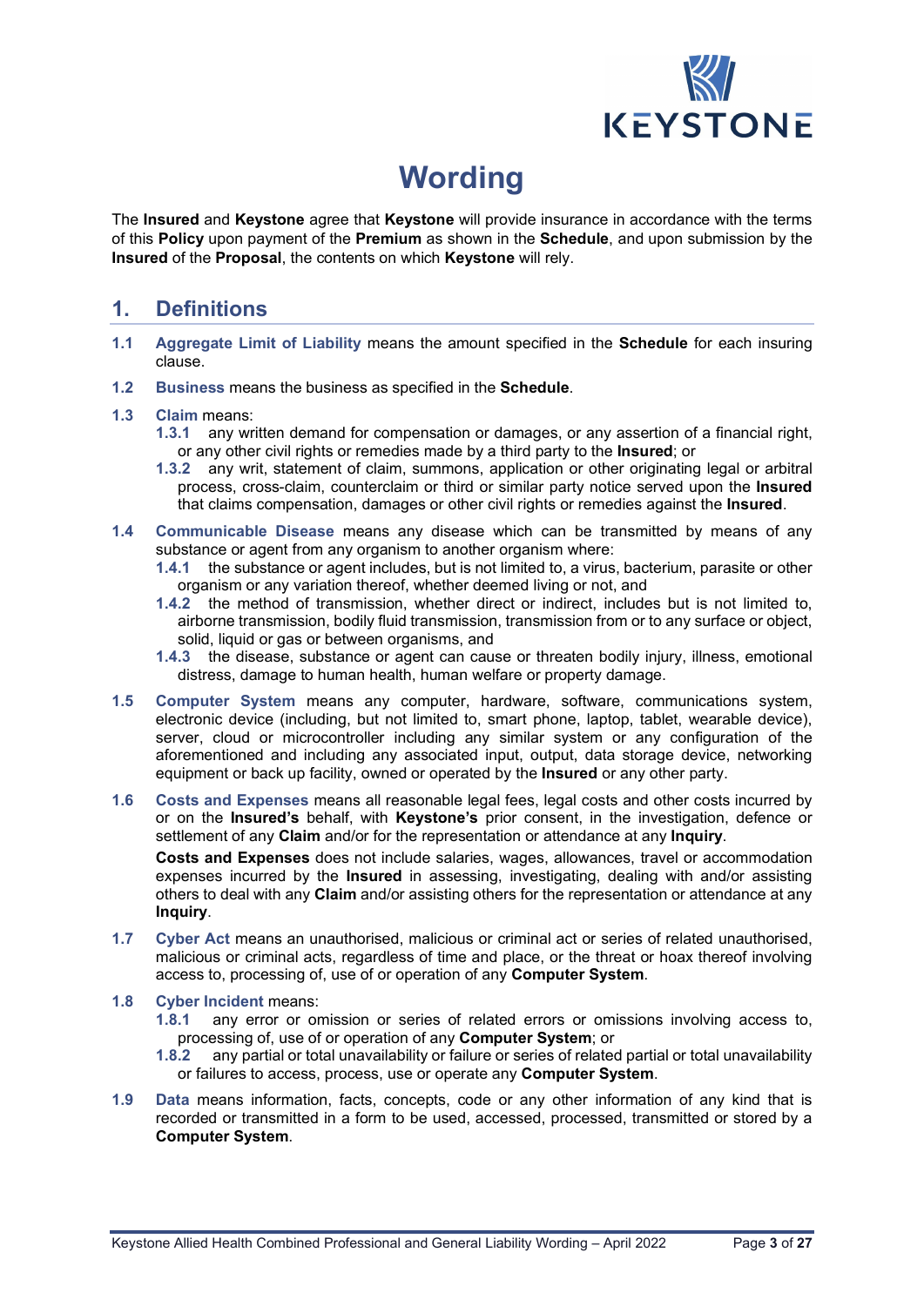# Wording

The **Insured** and **Keystone** agree that **Keystone** will provide insurance in accordance with the terms of this **Policy** upon payment of the **Premium** as shown in the **Schedule**, and upon submission by the **Insured** of the **Proposal**, the contents on which **Keystone** will rely.

## 1. Definitions

**1.1** **Aggregate Limit of Liability** means the amount specified in the **Schedule** for each insuring clause.

**1.2** **Business** means the business as specified in the **Schedule**.

**1.3** **Claim** means:

- **1.3.1** any written demand for compensation or damages, or any assertion of a financial right, or any other civil rights or remedies made by a third party to the **Insured**; or
- **1.3.2** any writ, statement of claim, summons, application or other originating legal or arbitral process, cross-claim, counterclaim or third or similar party notice served upon the **Insured** that claims compensation, damages or other civil rights or remedies against the **Insured**.

**1.4** **Communicable Disease** means any disease which can be transmitted by means of any substance or agent from any organism to another organism where:

- **1.4.1** the substance or agent includes, but is not limited to, a virus, bacterium, parasite or other organism or any variation thereof, whether deemed living or not, and
- **1.4.2** the method of transmission, whether direct or indirect, includes but is not limited to, airborne transmission, bodily fluid transmission, transmission from or to any surface or object, solid, liquid or gas or between organisms, and
- **1.4.3** the disease, substance or agent can cause or threaten bodily injury, illness, emotional distress, damage to human health, human welfare or property damage.

**1.5** **Computer System** means any computer, hardware, software, communications system, electronic device (including, but not limited to, smart phone, laptop, tablet, wearable device), server, cloud or microcontroller including any similar system or any configuration of the aforementioned and including any associated input, output, data storage device, networking equipment or back up facility, owned or operated by the **Insured** or any other party.

**1.6** **Costs and Expenses** means all reasonable legal fees, legal costs and other costs incurred by or on the **Insured's** behalf, with **Keystone's** prior consent, in the investigation, defence or settlement of any **Claim** and/or for the representation or attendance at any **Inquiry**.

**Costs and Expenses** does not include salaries, wages, allowances, travel or accommodation expenses incurred by the **Insured** in assessing, investigating, dealing with and/or assisting others to deal with any **Claim** and/or assisting others for the representation or attendance at any **Inquiry**.

**1.7** **Cyber Act** means an unauthorised, malicious or criminal act or series of related unauthorised, malicious or criminal acts, regardless of time and place, or the threat or hoax thereof involving access to, processing of, use of or operation of any **Computer System**.

**1.8** **Cyber Incident** means:

- **1.8.1** any error or omission or series of related errors or omissions involving access to, processing of, use of or operation of any **Computer System**; or
- **1.8.2** any partial or total unavailability or failure or series of related partial or total unavailability or failures to access, process, use or operate any **Computer System**.

**1.9** **Data** means information, facts, concepts, code or any other information of any kind that is recorded or transmitted in a form to be used, accessed, processed, transmitted or stored by a **Computer System**.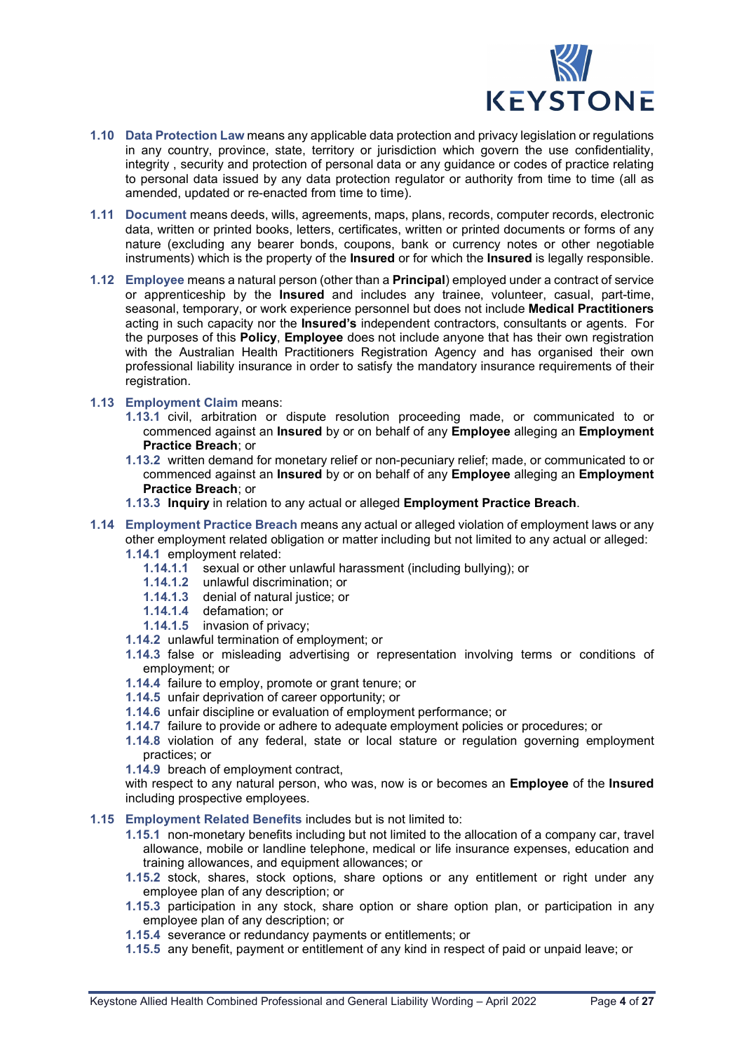**1.10 Data Protection Law** means any applicable data protection and privacy legislation or regulations in any country, province, state, territory or jurisdiction which govern the use confidentiality, integrity , security and protection of personal data or any guidance or codes of practice relating to personal data issued by any data protection regulator or authority from time to time (all as amended, updated or re-enacted from time to time).

**1.11 Document** means deeds, wills, agreements, maps, plans, records, computer records, electronic data, written or printed books, letters, certificates, written or printed documents or forms of any nature (excluding any bearer bonds, coupons, bank or currency notes or other negotiable instruments) which is the property of the **Insured** or for which the **Insured** is legally responsible.

**1.12 Employee** means a natural person (other than a **Principal**) employed under a contract of service or apprenticeship by the **Insured** and includes any trainee, volunteer, casual, part-time, seasonal, temporary, or work experience personnel but does not include **Medical Practitioners** acting in such capacity nor the **Insured's** independent contractors, consultants or agents. For the purposes of this **Policy**, **Employee** does not include anyone that has their own registration with the Australian Health Practitioners Registration Agency and has organised their own professional liability insurance in order to satisfy the mandatory insurance requirements of their registration.

**1.13 Employment Claim** means:

- **1.13.1** civil, arbitration or dispute resolution proceeding made, or communicated to or commenced against an **Insured** by or on behalf of any **Employee** alleging an **Employment Practice Breach**; or
- **1.13.2** written demand for monetary relief or non-pecuniary relief; made, or communicated to or commenced against an **Insured** by or on behalf of any **Employee** alleging an **Employment Practice Breach**; or
- **1.13.3 Inquiry** in relation to any actual or alleged **Employment Practice Breach**.

**1.14 Employment Practice Breach** means any actual or alleged violation of employment laws or any other employment related obligation or matter including but not limited to any actual or alleged:

- **1.14.1** employment related:
  - **1.14.1.1** sexual or other unlawful harassment (including bullying); or
  - **1.14.1.2** unlawful discrimination; or
  - **1.14.1.3** denial of natural justice; or
  - **1.14.1.4** defamation; or
  - **1.14.1.5** invasion of privacy;
- **1.14.2** unlawful termination of employment; or
- **1.14.3** false or misleading advertising or representation involving terms or conditions of employment; or
- **1.14.4** failure to employ, promote or grant tenure; or
- **1.14.5** unfair deprivation of career opportunity; or
- **1.14.6** unfair discipline or evaluation of employment performance; or
- **1.14.7** failure to provide or adhere to adequate employment policies or procedures; or
- **1.14.8** violation of any federal, state or local stature or regulation governing employment practices; or
- **1.14.9** breach of employment contract,

with respect to any natural person, who was, now is or becomes an **Employee** of the **Insured** including prospective employees.

**1.15 Employment Related Benefits** includes but is not limited to:

- **1.15.1** non-monetary benefits including but not limited to the allocation of a company car, travel allowance, mobile or landline telephone, medical or life insurance expenses, education and training allowances, and equipment allowances; or
- **1.15.2** stock, shares, stock options, share options or any entitlement or right under any employee plan of any description; or
- **1.15.3** participation in any stock, share option or share option plan, or participation in any employee plan of any description; or
- **1.15.4** severance or redundancy payments or entitlements; or
- **1.15.5** any benefit, payment or entitlement of any kind in respect of paid or unpaid leave; or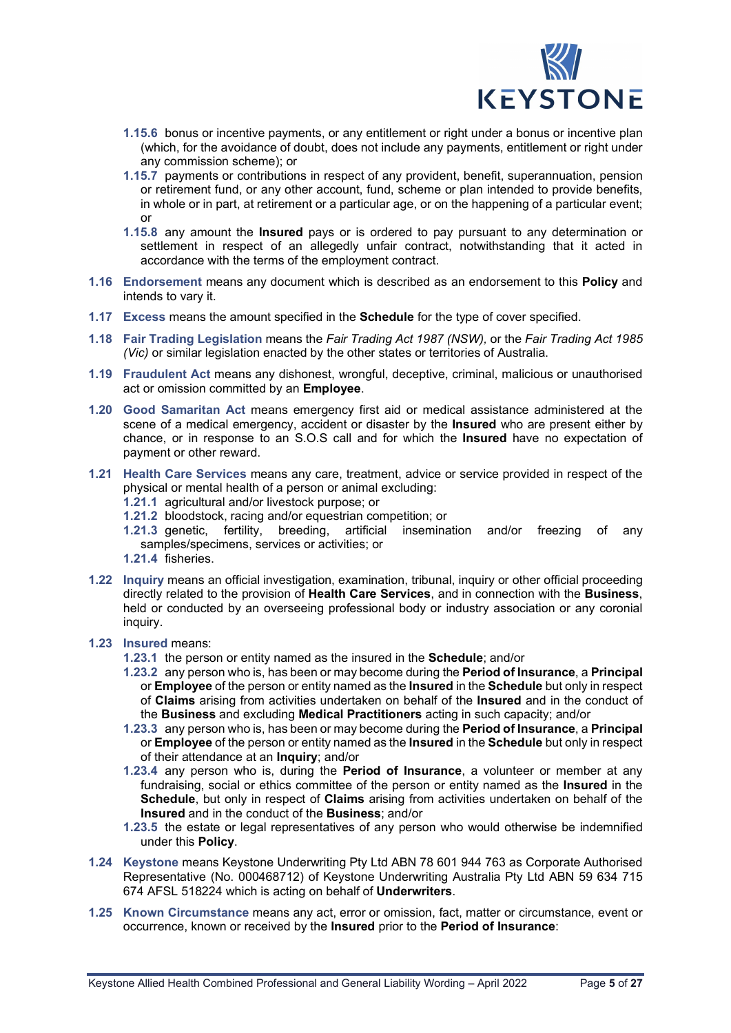**1.15.6** bonus or incentive payments, or any entitlement or right under a bonus or incentive plan (which, for the avoidance of doubt, does not include any payments, entitlement or right under any commission scheme); or

**1.15.7** payments or contributions in respect of any provident, benefit, superannuation, pension or retirement fund, or any other account, fund, scheme or plan intended to provide benefits, in whole or in part, at retirement or a particular age, or on the happening of a particular event; or

**1.15.8** any amount the **Insured** pays or is ordered to pay pursuant to any determination or settlement in respect of an allegedly unfair contract, notwithstanding that it acted in accordance with the terms of the employment contract.

**1.16 Endorsement** means any document which is described as an endorsement to this **Policy** and intends to vary it.

**1.17 Excess** means the amount specified in the **Schedule** for the type of cover specified.

**1.18 Fair Trading Legislation** means the *Fair Trading Act 1987 (NSW),* or the *Fair Trading Act 1985 (Vic)* or similar legislation enacted by the other states or territories of Australia.

**1.19 Fraudulent Act** means any dishonest, wrongful, deceptive, criminal, malicious or unauthorised act or omission committed by an **Employee**.

**1.20 Good Samaritan Act** means emergency first aid or medical assistance administered at the scene of a medical emergency, accident or disaster by the **Insured** who are present either by chance, or in response to an S.O.S call and for which the **Insured** have no expectation of payment or other reward.

**1.21 Health Care Services** means any care, treatment, advice or service provided in respect of the physical or mental health of a person or animal excluding:

**1.21.1** agricultural and/or livestock purpose; or

**1.21.2** bloodstock, racing and/or equestrian competition; or

**1.21.3** genetic, fertility, breeding, artificial insemination and/or freezing of any samples/specimens, services or activities; or

**1.21.4** fisheries.

**1.22 Inquiry** means an official investigation, examination, tribunal, inquiry or other official proceeding directly related to the provision of **Health Care Services**, and in connection with the **Business**, held or conducted by an overseeing professional body or industry association or any coronial inquiry.

**1.23 Insured** means:

**1.23.1** the person or entity named as the insured in the **Schedule**; and/or

**1.23.2** any person who is, has been or may become during the **Period of Insurance**, a **Principal** or **Employee** of the person or entity named as the **Insured** in the **Schedule** but only in respect of **Claims** arising from activities undertaken on behalf of the **Insured** and in the conduct of the **Business** and excluding **Medical Practitioners** acting in such capacity; and/or

**1.23.3** any person who is, has been or may become during the **Period of Insurance**, a **Principal** or **Employee** of the person or entity named as the **Insured** in the **Schedule** but only in respect of their attendance at an **Inquiry**; and/or

**1.23.4** any person who is, during the **Period of Insurance**, a volunteer or member at any fundraising, social or ethics committee of the person or entity named as the **Insured** in the **Schedule**, but only in respect of **Claims** arising from activities undertaken on behalf of the **Insured** and in the conduct of the **Business**; and/or

**1.23.5** the estate or legal representatives of any person who would otherwise be indemnified under this **Policy**.

**1.24 Keystone** means Keystone Underwriting Pty Ltd ABN 78 601 944 763 as Corporate Authorised Representative (No. 000468712) of Keystone Underwriting Australia Pty Ltd ABN 59 634 715 674 AFSL 518224 which is acting on behalf of **Underwriters**.

**1.25 Known Circumstance** means any act, error or omission, fact, matter or circumstance, event or occurrence, known or received by the **Insured** prior to the **Period of Insurance**: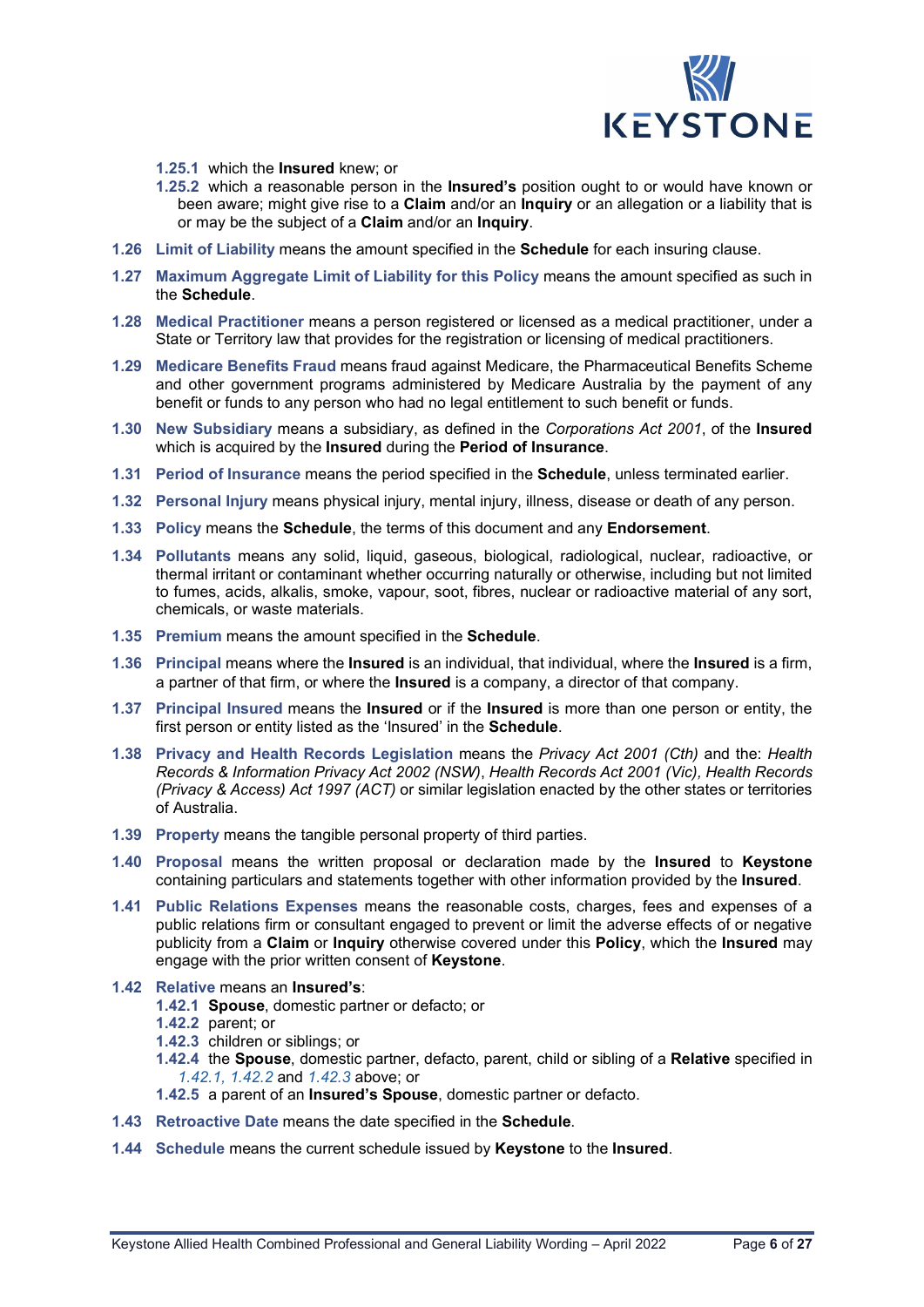**1.25.1** which the **Insured** knew; or

**1.25.2** which a reasonable person in the **Insured's** position ought to or would have known or been aware; might give rise to a **Claim** and/or an **Inquiry** or an allegation or a liability that is or may be the subject of a **Claim** and/or an **Inquiry**.

**1.26 Limit of Liability** means the amount specified in the **Schedule** for each insuring clause.

**1.27 Maximum Aggregate Limit of Liability for this Policy** means the amount specified as such in the **Schedule**.

**1.28 Medical Practitioner** means a person registered or licensed as a medical practitioner, under a State or Territory law that provides for the registration or licensing of medical practitioners.

**1.29 Medicare Benefits Fraud** means fraud against Medicare, the Pharmaceutical Benefits Scheme and other government programs administered by Medicare Australia by the payment of any benefit or funds to any person who had no legal entitlement to such benefit or funds.

**1.30 New Subsidiary** means a subsidiary, as defined in the *Corporations Act 2001*, of the **Insured** which is acquired by the **Insured** during the **Period of Insurance**.

**1.31 Period of Insurance** means the period specified in the **Schedule**, unless terminated earlier.

**1.32 Personal Injury** means physical injury, mental injury, illness, disease or death of any person.

**1.33 Policy** means the **Schedule**, the terms of this document and any **Endorsement**.

**1.34 Pollutants** means any solid, liquid, gaseous, biological, radiological, nuclear, radioactive, or thermal irritant or contaminant whether occurring naturally or otherwise, including but not limited to fumes, acids, alkalis, smoke, vapour, soot, fibres, nuclear or radioactive material of any sort, chemicals, or waste materials.

**1.35 Premium** means the amount specified in the **Schedule**.

**1.36 Principal** means where the **Insured** is an individual, that individual, where the **Insured** is a firm, a partner of that firm, or where the **Insured** is a company, a director of that company.

**1.37 Principal Insured** means the **Insured** or if the **Insured** is more than one person or entity, the first person or entity listed as the 'Insured' in the **Schedule**.

**1.38 Privacy and Health Records Legislation** means the *Privacy Act 2001 (Cth)* and the: *Health Records & Information Privacy Act 2002 (NSW)*, *Health Records Act 2001 (Vic), Health Records (Privacy & Access) Act 1997 (ACT)* or similar legislation enacted by the other states or territories of Australia.

**1.39 Property** means the tangible personal property of third parties.

**1.40 Proposal** means the written proposal or declaration made by the **Insured** to **Keystone** containing particulars and statements together with other information provided by the **Insured**.

**1.41 Public Relations Expenses** means the reasonable costs, charges, fees and expenses of a public relations firm or consultant engaged to prevent or limit the adverse effects of or negative publicity from a **Claim** or **Inquiry** otherwise covered under this **Policy**, which the **Insured** may engage with the prior written consent of **Keystone**.

**1.42 Relative** means an **Insured's**:

**1.42.1** **Spouse**, domestic partner or defacto; or

**1.42.2** parent; or

**1.42.3** children or siblings; or

**1.42.4** the **Spouse**, domestic partner, defacto, parent, child or sibling of a **Relative** specified in *1.42.1, 1.42.2* and *1.42.3* above; or

**1.42.5** a parent of an **Insured's Spouse**, domestic partner or defacto.

**1.43 Retroactive Date** means the date specified in the **Schedule**.

**1.44 Schedule** means the current schedule issued by **Keystone** to the **Insured**.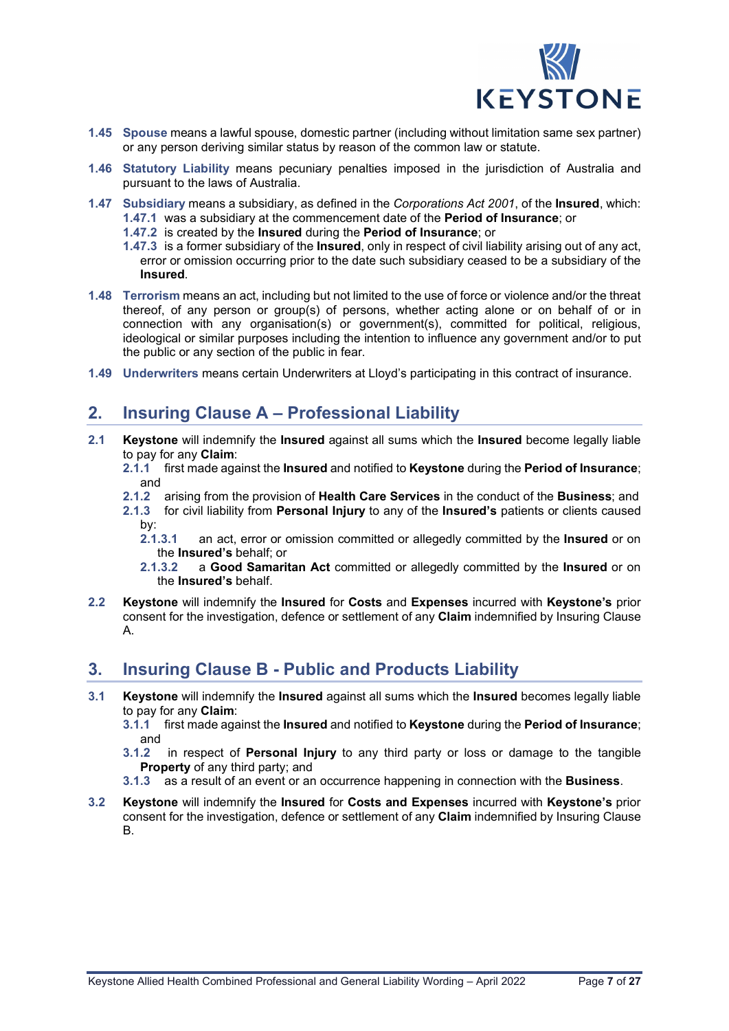**1.45 Spouse** means a lawful spouse, domestic partner (including without limitation same sex partner) or any person deriving similar status by reason of the common law or statute.

**1.46 Statutory Liability** means pecuniary penalties imposed in the jurisdiction of Australia and pursuant to the laws of Australia.

**1.47 Subsidiary** means a subsidiary, as defined in the *Corporations Act 2001*, of the **Insured**, which:

- **1.47.1** was a subsidiary at the commencement date of the **Period of Insurance**; or
- **1.47.2** is created by the **Insured** during the **Period of Insurance**; or
- **1.47.3** is a former subsidiary of the **Insured**, only in respect of civil liability arising out of any act, error or omission occurring prior to the date such subsidiary ceased to be a subsidiary of the **Insured**.

**1.48 Terrorism** means an act, including but not limited to the use of force or violence and/or the threat thereof, of any person or group(s) of persons, whether acting alone or on behalf of or in connection with any organisation(s) or government(s), committed for political, religious, ideological or similar purposes including the intention to influence any government and/or to put the public or any section of the public in fear.

**1.49 Underwriters** means certain Underwriters at Lloyd's participating in this contract of insurance.

## 2. Insuring Clause A – Professional Liability

**2.1** **Keystone** will indemnify the **Insured** against all sums which the **Insured** become legally liable to pay for any **Claim**:

- **2.1.1** first made against the **Insured** and notified to **Keystone** during the **Period of Insurance**; and
- **2.1.2** arising from the provision of **Health Care Services** in the conduct of the **Business**; and
- **2.1.3** for civil liability from **Personal Injury** to any of the **Insured's** patients or clients caused by:
  - **2.1.3.1** an act, error or omission committed or allegedly committed by the **Insured** or on the **Insured's** behalf; or
  - **2.1.3.2** a **Good Samaritan Act** committed or allegedly committed by the **Insured** or on the **Insured's** behalf.

**2.2** **Keystone** will indemnify the **Insured** for **Costs** and **Expenses** incurred with **Keystone's** prior consent for the investigation, defence or settlement of any **Claim** indemnified by Insuring Clause A.

## 3. Insuring Clause B - Public and Products Liability

**3.1** **Keystone** will indemnify the **Insured** against all sums which the **Insured** becomes legally liable to pay for any **Claim**:

- **3.1.1** first made against the **Insured** and notified to **Keystone** during the **Period of Insurance**; and
- **3.1.2** in respect of **Personal Injury** to any third party or loss or damage to the tangible **Property** of any third party; and
- **3.1.3** as a result of an event or an occurrence happening in connection with the **Business**.

**3.2** **Keystone** will indemnify the **Insured** for **Costs and Expenses** incurred with **Keystone's** prior consent for the investigation, defence or settlement of any **Claim** indemnified by Insuring Clause B.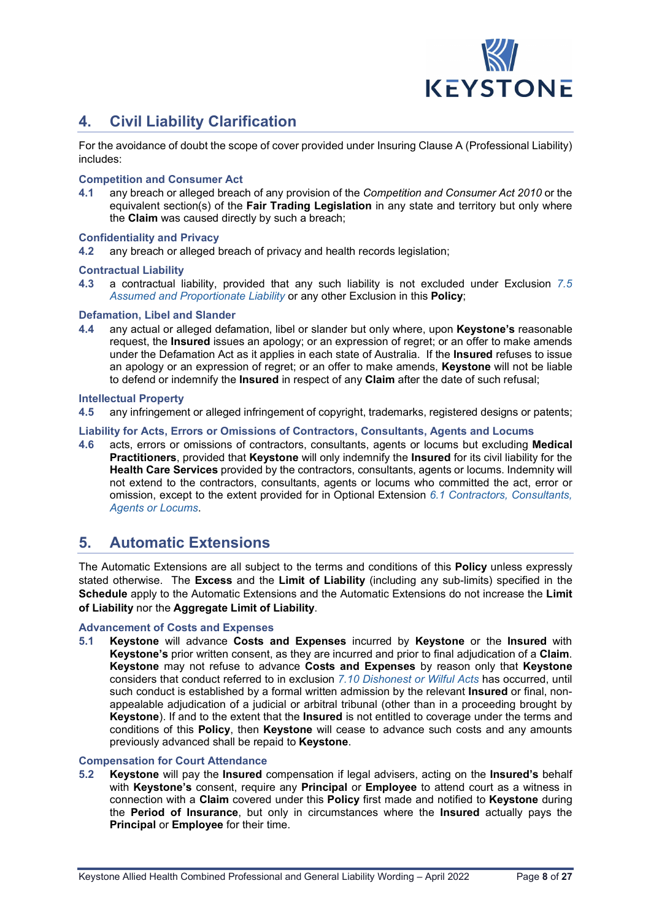## 4. Civil Liability Clarification

For the avoidance of doubt the scope of cover provided under Insuring Clause A (Professional Liability) includes:

### Competition and Consumer Act

**4.1** any breach or alleged breach of any provision of the *Competition and Consumer Act 2010* or the equivalent section(s) of the **Fair Trading Legislation** in any state and territory but only where the **Claim** was caused directly by such a breach;

### Confidentiality and Privacy

**4.2** any breach or alleged breach of privacy and health records legislation;

### Contractual Liability

**4.3** a contractual liability, provided that any such liability is not excluded under Exclusion *7.5 Assumed and Proportionate Liability* or any other Exclusion in this **Policy**;

### Defamation, Libel and Slander

**4.4** any actual or alleged defamation, libel or slander but only where, upon **Keystone's** reasonable request, the **Insured** issues an apology; or an expression of regret; or an offer to make amends under the Defamation Act as it applies in each state of Australia. If the **Insured** refuses to issue an apology or an expression of regret; or an offer to make amends, **Keystone** will not be liable to defend or indemnify the **Insured** in respect of any **Claim** after the date of such refusal;

### Intellectual Property

**4.5** any infringement or alleged infringement of copyright, trademarks, registered designs or patents;

### Liability for Acts, Errors or Omissions of Contractors, Consultants, Agents and Locums

**4.6** acts, errors or omissions of contractors, consultants, agents or locums but excluding **Medical Practitioners**, provided that **Keystone** will only indemnify the **Insured** for its civil liability for the **Health Care Services** provided by the contractors, consultants, agents or locums. Indemnity will not extend to the contractors, consultants, agents or locums who committed the act, error or omission, except to the extent provided for in Optional Extension *6.1 Contractors, Consultants, Agents or Locums*.

## 5. Automatic Extensions

The Automatic Extensions are all subject to the terms and conditions of this **Policy** unless expressly stated otherwise. The **Excess** and the **Limit of Liability** (including any sub-limits) specified in the **Schedule** apply to the Automatic Extensions and the Automatic Extensions do not increase the **Limit of Liability** nor the **Aggregate Limit of Liability**.

### Advancement of Costs and Expenses

**5.1** **Keystone** will advance **Costs and Expenses** incurred by **Keystone** or the **Insured** with **Keystone's** prior written consent, as they are incurred and prior to final adjudication of a **Claim**. **Keystone** may not refuse to advance **Costs and Expenses** by reason only that **Keystone** considers that conduct referred to in exclusion *7.10 Dishonest or Wilful Acts* has occurred, until such conduct is established by a formal written admission by the relevant **Insured** or final, non-appealable adjudication of a judicial or arbitral tribunal (other than in a proceeding brought by **Keystone**). If and to the extent that the **Insured** is not entitled to coverage under the terms and conditions of this **Policy**, then **Keystone** will cease to advance such costs and any amounts previously advanced shall be repaid to **Keystone**.

### Compensation for Court Attendance

**5.2** **Keystone** will pay the **Insured** compensation if legal advisers, acting on the **Insured's** behalf with **Keystone's** consent, require any **Principal** or **Employee** to attend court as a witness in connection with a **Claim** covered under this **Policy** first made and notified to **Keystone** during the **Period of Insurance**, but only in circumstances where the **Insured** actually pays the **Principal** or **Employee** for their time.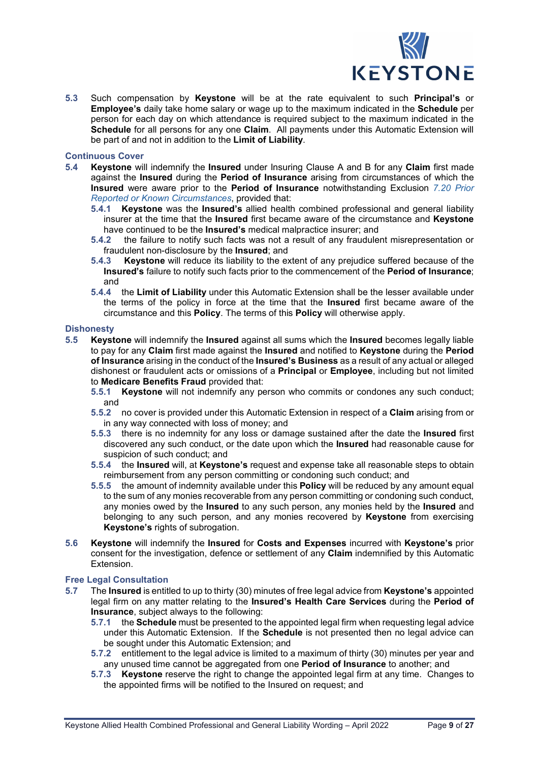**5.3** Such compensation by **Keystone** will be at the rate equivalent to such **Principal's** or **Employee's** daily take home salary or wage up to the maximum indicated in the **Schedule** per person for each day on which attendance is required subject to the maximum indicated in the **Schedule** for all persons for any one **Claim**. All payments under this Automatic Extension will be part of and not in addition to the **Limit of Liability**.

### Continuous Cover

**5.4** **Keystone** will indemnify the **Insured** under Insuring Clause A and B for any **Claim** first made against the **Insured** during the **Period of Insurance** arising from circumstances of which the **Insured** were aware prior to the **Period of Insurance** notwithstanding Exclusion *7.20 Prior Reported or Known Circumstances*, provided that:

- **5.4.1** **Keystone** was the **Insured's** allied health combined professional and general liability insurer at the time that the **Insured** first became aware of the circumstance and **Keystone** have continued to be the **Insured's** medical malpractice insurer; and
- **5.4.2** the failure to notify such facts was not a result of any fraudulent misrepresentation or fraudulent non-disclosure by the **Insured**; and
- **5.4.3** **Keystone** will reduce its liability to the extent of any prejudice suffered because of the **Insured's** failure to notify such facts prior to the commencement of the **Period of Insurance**; and
- **5.4.4** the **Limit of Liability** under this Automatic Extension shall be the lesser available under the terms of the policy in force at the time that the **Insured** first became aware of the circumstance and this **Policy**. The terms of this **Policy** will otherwise apply.

### Dishonesty

**5.5** **Keystone** will indemnify the **Insured** against all sums which the **Insured** becomes legally liable to pay for any **Claim** first made against the **Insured** and notified to **Keystone** during the **Period of Insurance** arising in the conduct of the **Insured's Business** as a result of any actual or alleged dishonest or fraudulent acts or omissions of a **Principal** or **Employee**, including but not limited to **Medicare Benefits Fraud** provided that:

- **5.5.1** **Keystone** will not indemnify any person who commits or condones any such conduct; and
- **5.5.2** no cover is provided under this Automatic Extension in respect of a **Claim** arising from or in any way connected with loss of money; and
- **5.5.3** there is no indemnity for any loss or damage sustained after the date the **Insured** first discovered any such conduct, or the date upon which the **Insured** had reasonable cause for suspicion of such conduct; and
- **5.5.4** the **Insured** will, at **Keystone's** request and expense take all reasonable steps to obtain reimbursement from any person committing or condoning such conduct; and
- **5.5.5** the amount of indemnity available under this **Policy** will be reduced by any amount equal to the sum of any monies recoverable from any person committing or condoning such conduct, any monies owed by the **Insured** to any such person, any monies held by the **Insured** and belonging to any such person, and any monies recovered by **Keystone** from exercising **Keystone's** rights of subrogation.

**5.6** **Keystone** will indemnify the **Insured** for **Costs and Expenses** incurred with **Keystone's** prior consent for the investigation, defence or settlement of any **Claim** indemnified by this Automatic Extension.

### Free Legal Consultation

**5.7** The **Insured** is entitled to up to thirty (30) minutes of free legal advice from **Keystone's** appointed legal firm on any matter relating to the **Insured's Health Care Services** during the **Period of Insurance**, subject always to the following:

- **5.7.1** the **Schedule** must be presented to the appointed legal firm when requesting legal advice under this Automatic Extension. If the **Schedule** is not presented then no legal advice can be sought under this Automatic Extension; and
- **5.7.2** entitlement to the legal advice is limited to a maximum of thirty (30) minutes per year and any unused time cannot be aggregated from one **Period of Insurance** to another; and
- **5.7.3** **Keystone** reserve the right to change the appointed legal firm at any time. Changes to the appointed firms will be notified to the Insured on request; and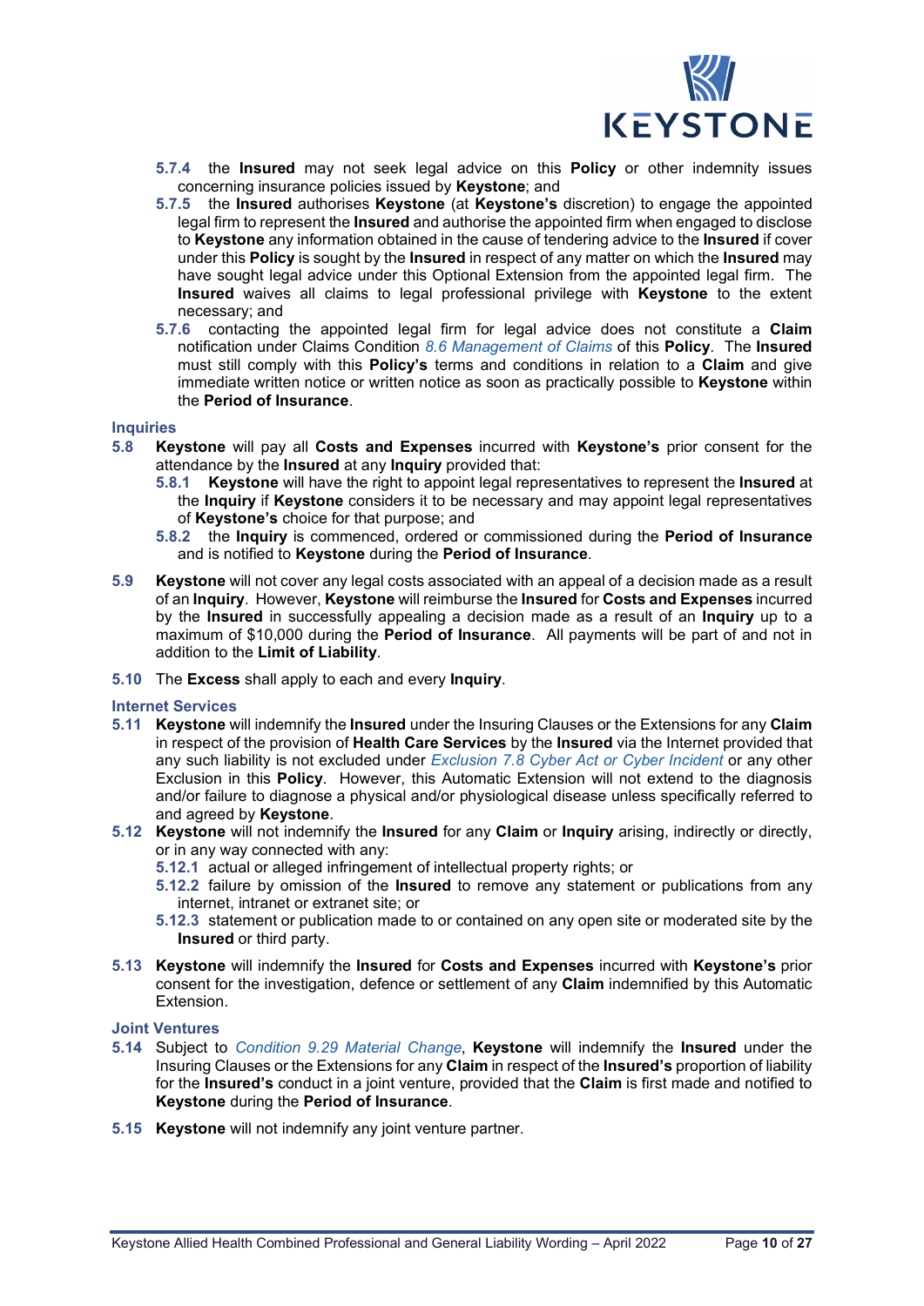**5.7.4** the **Insured** may not seek legal advice on this **Policy** or other indemnity issues concerning insurance policies issued by **Keystone**; and

**5.7.5** the **Insured** authorises **Keystone** (at **Keystone's** discretion) to engage the appointed legal firm to represent the **Insured** and authorise the appointed firm when engaged to disclose to **Keystone** any information obtained in the cause of tendering advice to the **Insured** if cover under this **Policy** is sought by the **Insured** in respect of any matter on which the **Insured** may have sought legal advice under this Optional Extension from the appointed legal firm. The **Insured** waives all claims to legal professional privilege with **Keystone** to the extent necessary; and

**5.7.6** contacting the appointed legal firm for legal advice does not constitute a **Claim** notification under Claims Condition *8.6 Management of Claims* of this **Policy**. The **Insured** must still comply with this **Policy's** terms and conditions in relation to a **Claim** and give immediate written notice or written notice as soon as practically possible to **Keystone** within the **Period of Insurance**.

### Inquiries

**5.8** **Keystone** will pay all **Costs and Expenses** incurred with **Keystone's** prior consent for the attendance by the **Insured** at any **Inquiry** provided that:

**5.8.1** **Keystone** will have the right to appoint legal representatives to represent the **Insured** at the **Inquiry** if **Keystone** considers it to be necessary and may appoint legal representatives of **Keystone's** choice for that purpose; and

**5.8.2** the **Inquiry** is commenced, ordered or commissioned during the **Period of Insurance** and is notified to **Keystone** during the **Period of Insurance**.

**5.9** **Keystone** will not cover any legal costs associated with an appeal of a decision made as a result of an **Inquiry**. However, **Keystone** will reimburse the **Insured** for **Costs and Expenses** incurred by the **Insured** in successfully appealing a decision made as a result of an **Inquiry** up to a maximum of $10,000 during the **Period of Insurance**. All payments will be part of and not in addition to the **Limit of Liability**.

**5.10** The **Excess** shall apply to each and every **Inquiry**.

### Internet Services

**5.11** **Keystone** will indemnify the **Insured** under the Insuring Clauses or the Extensions for any **Claim** in respect of the provision of **Health Care Services** by the **Insured** via the Internet provided that any such liability is not excluded under *Exclusion 7.8 Cyber Act or Cyber Incident* or any other Exclusion in this **Policy**. However, this Automatic Extension will not extend to the diagnosis and/or failure to diagnose a physical and/or physiological disease unless specifically referred to and agreed by **Keystone**.

**5.12** **Keystone** will not indemnify the **Insured** for any **Claim** or **Inquiry** arising, indirectly or directly, or in any way connected with any:

**5.12.1** actual or alleged infringement of intellectual property rights; or

**5.12.2** failure by omission of the **Insured** to remove any statement or publications from any internet, intranet or extranet site; or

**5.12.3** statement or publication made to or contained on any open site or moderated site by the **Insured** or third party.

**5.13** **Keystone** will indemnify the **Insured** for **Costs and Expenses** incurred with **Keystone's** prior consent for the investigation, defence or settlement of any **Claim** indemnified by this Automatic Extension.

### Joint Ventures

**5.14** Subject to *Condition 9.29 Material Change*, **Keystone** will indemnify the **Insured** under the Insuring Clauses or the Extensions for any **Claim** in respect of the **Insured's** proportion of liability for the **Insured's** conduct in a joint venture, provided that the **Claim** is first made and notified to **Keystone** during the **Period of Insurance**.

**5.15** **Keystone** will not indemnify any joint venture partner.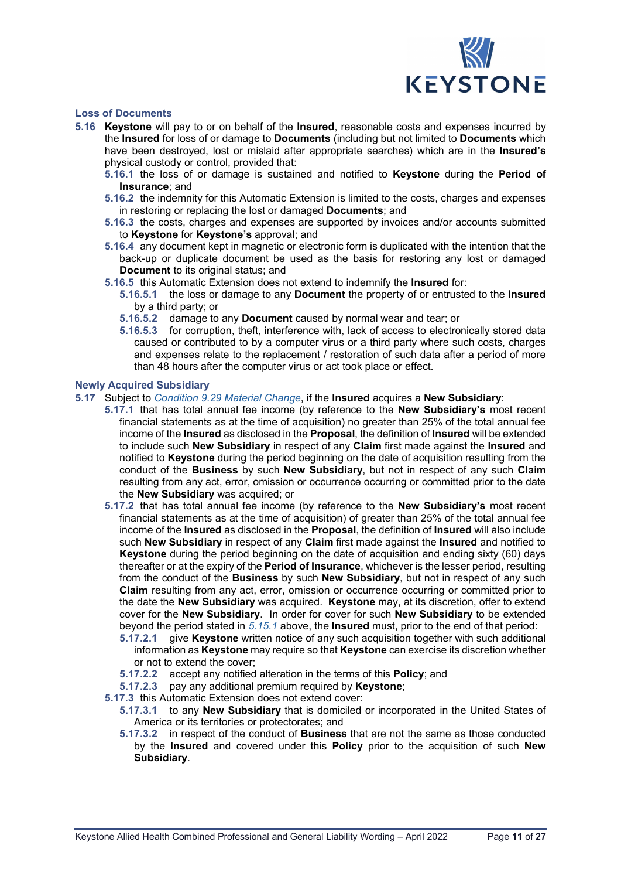### Loss of Documents

**5.16** **Keystone** will pay to or on behalf of the **Insured**, reasonable costs and expenses incurred by the **Insured** for loss of or damage to **Documents** (including but not limited to **Documents** which have been destroyed, lost or mislaid after appropriate searches) which are in the **Insured's** physical custody or control, provided that:

- **5.16.1** the loss of or damage is sustained and notified to **Keystone** during the **Period of Insurance**; and
- **5.16.2** the indemnity for this Automatic Extension is limited to the costs, charges and expenses in restoring or replacing the lost or damaged **Documents**; and
- **5.16.3** the costs, charges and expenses are supported by invoices and/or accounts submitted to **Keystone** for **Keystone's** approval; and
- **5.16.4** any document kept in magnetic or electronic form is duplicated with the intention that the back-up or duplicate document be used as the basis for restoring any lost or damaged **Document** to its original status; and
- **5.16.5** this Automatic Extension does not extend to indemnify the **Insured** for:
  - **5.16.5.1** the loss or damage to any **Document** the property of or entrusted to the **Insured** by a third party; or
  - **5.16.5.2** damage to any **Document** caused by normal wear and tear; or
  - **5.16.5.3** for corruption, theft, interference with, lack of access to electronically stored data caused or contributed to by a computer virus or a third party where such costs, charges and expenses relate to the replacement / restoration of such data after a period of more than 48 hours after the computer virus or act took place or effect.

### Newly Acquired Subsidiary

**5.17** Subject to *Condition 9.29 Material Change*, if the **Insured** acquires a **New Subsidiary**:

- **5.17.1** that has total annual fee income (by reference to the **New Subsidiary's** most recent financial statements as at the time of acquisition) no greater than 25% of the total annual fee income of the **Insured** as disclosed in the **Proposal**, the definition of **Insured** will be extended to include such **New Subsidiary** in respect of any **Claim** first made against the **Insured** and notified to **Keystone** during the period beginning on the date of acquisition resulting from the conduct of the **Business** by such **New Subsidiary**, but not in respect of any such **Claim** resulting from any act, error, omission or occurrence occurring or committed prior to the date the **New Subsidiary** was acquired; or
- **5.17.2** that has total annual fee income (by reference to the **New Subsidiary's** most recent financial statements as at the time of acquisition) of greater than 25% of the total annual fee income of the **Insured** as disclosed in the **Proposal**, the definition of **Insured** will also include such **New Subsidiary** in respect of any **Claim** first made against the **Insured** and notified to **Keystone** during the period beginning on the date of acquisition and ending sixty (60) days thereafter or at the expiry of the **Period of Insurance**, whichever is the lesser period, resulting from the conduct of the **Business** by such **New Subsidiary**, but not in respect of any such **Claim** resulting from any act, error, omission or occurrence occurring or committed prior to the date the **New Subsidiary** was acquired. **Keystone** may, at its discretion, offer to extend cover for the **New Subsidiary**. In order for cover for such **New Subsidiary** to be extended beyond the period stated in *5.15.1* above, the **Insured** must, prior to the end of that period:
  - **5.17.2.1** give **Keystone** written notice of any such acquisition together with such additional information as **Keystone** may require so that **Keystone** can exercise its discretion whether or not to extend the cover;
  - **5.17.2.2** accept any notified alteration in the terms of this **Policy**; and
  - **5.17.2.3** pay any additional premium required by **Keystone**;
- **5.17.3** this Automatic Extension does not extend cover:
  - **5.17.3.1** to any **New Subsidiary** that is domiciled or incorporated in the United States of America or its territories or protectorates; and
  - **5.17.3.2** in respect of the conduct of **Business** that are not the same as those conducted by the **Insured** and covered under this **Policy** prior to the acquisition of such **New Subsidiary**.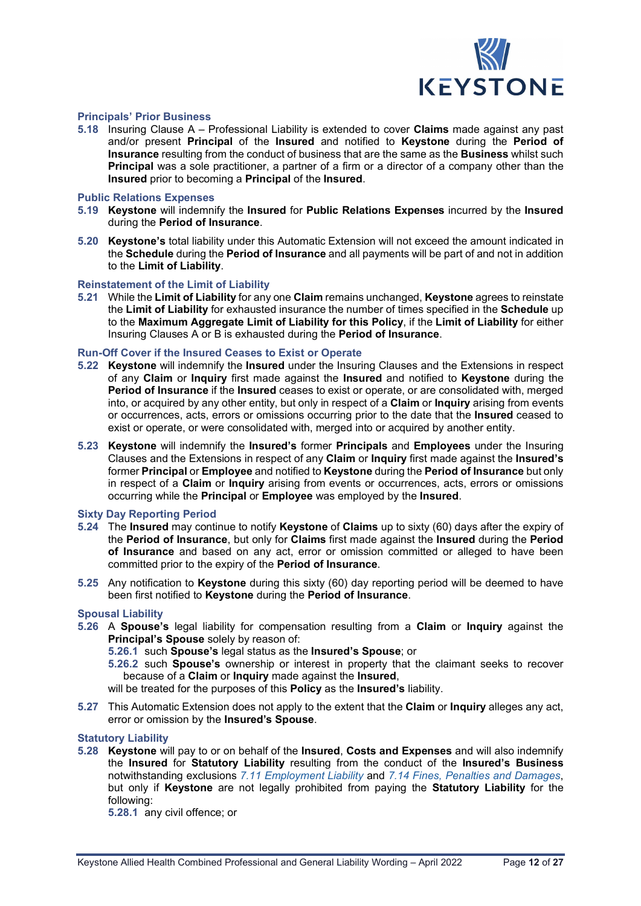### Principals' Prior Business

**5.18** Insuring Clause A – Professional Liability is extended to cover **Claims** made against any past and/or present **Principal** of the **Insured** and notified to **Keystone** during the **Period of Insurance** resulting from the conduct of business that are the same as the **Business** whilst such **Principal** was a sole practitioner, a partner of a firm or a director of a company other than the **Insured** prior to becoming a **Principal** of the **Insured**.

### Public Relations Expenses

**5.19** **Keystone** will indemnify the **Insured** for **Public Relations Expenses** incurred by the **Insured** during the **Period of Insurance**.

**5.20** **Keystone's** total liability under this Automatic Extension will not exceed the amount indicated in the **Schedule** during the **Period of Insurance** and all payments will be part of and not in addition to the **Limit of Liability**.

### Reinstatement of the Limit of Liability

**5.21** While the **Limit of Liability** for any one **Claim** remains unchanged, **Keystone** agrees to reinstate the **Limit of Liability** for exhausted insurance the number of times specified in the **Schedule** up to the **Maximum Aggregate Limit of Liability for this Policy**, if the **Limit of Liability** for either Insuring Clauses A or B is exhausted during the **Period of Insurance**.

### Run-Off Cover if the Insured Ceases to Exist or Operate

**5.22** **Keystone** will indemnify the **Insured** under the Insuring Clauses and the Extensions in respect of any **Claim** or **Inquiry** first made against the **Insured** and notified to **Keystone** during the **Period of Insurance** if the **Insured** ceases to exist or operate, or are consolidated with, merged into, or acquired by any other entity, but only in respect of a **Claim** or **Inquiry** arising from events or occurrences, acts, errors or omissions occurring prior to the date that the **Insured** ceased to exist or operate, or were consolidated with, merged into or acquired by another entity.

**5.23** **Keystone** will indemnify the **Insured's** former **Principals** and **Employees** under the Insuring Clauses and the Extensions in respect of any **Claim** or **Inquiry** first made against the **Insured's** former **Principal** or **Employee** and notified to **Keystone** during the **Period of Insurance** but only in respect of a **Claim** or **Inquiry** arising from events or occurrences, acts, errors or omissions occurring while the **Principal** or **Employee** was employed by the **Insured**.

### Sixty Day Reporting Period

**5.24** The **Insured** may continue to notify **Keystone** of **Claims** up to sixty (60) days after the expiry of the **Period of Insurance**, but only for **Claims** first made against the **Insured** during the **Period of Insurance** and based on any act, error or omission committed or alleged to have been committed prior to the expiry of the **Period of Insurance**.

**5.25** Any notification to **Keystone** during this sixty (60) day reporting period will be deemed to have been first notified to **Keystone** during the **Period of Insurance**.

### Spousal Liability

**5.26** A **Spouse's** legal liability for compensation resulting from a **Claim** or **Inquiry** against the **Principal's Spouse** solely by reason of:

- **5.26.1** such **Spouse's** legal status as the **Insured's Spouse**; or
- **5.26.2** such **Spouse's** ownership or interest in property that the claimant seeks to recover because of a **Claim** or **Inquiry** made against the **Insured**,

will be treated for the purposes of this **Policy** as the **Insured's** liability.

**5.27** This Automatic Extension does not apply to the extent that the **Claim** or **Inquiry** alleges any act, error or omission by the **Insured's Spouse**.

### Statutory Liability

**5.28** **Keystone** will pay to or on behalf of the **Insured**, **Costs and Expenses** and will also indemnify the **Insured** for **Statutory Liability** resulting from the conduct of the **Insured's Business** notwithstanding exclusions *7.11 Employment Liability* and *7.14 Fines, Penalties and Damages*, but only if **Keystone** are not legally prohibited from paying the **Statutory Liability** for the following:

- **5.28.1** any civil offence; or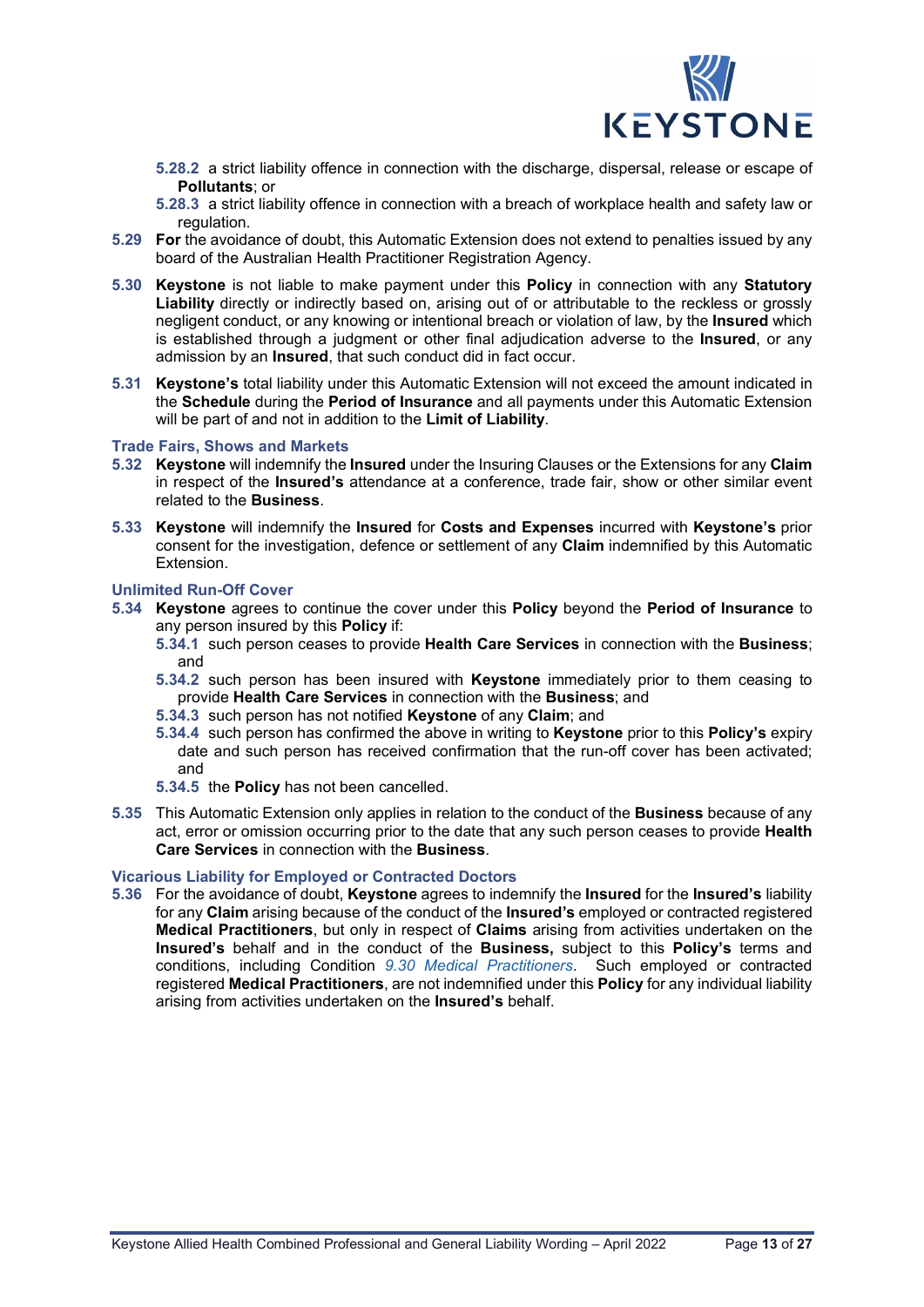**5.28.2** a strict liability offence in connection with the discharge, dispersal, release or escape of **Pollutants**; or

**5.28.3** a strict liability offence in connection with a breach of workplace health and safety law or regulation.

**5.29** **For** the avoidance of doubt, this Automatic Extension does not extend to penalties issued by any board of the Australian Health Practitioner Registration Agency.

**5.30** **Keystone** is not liable to make payment under this **Policy** in connection with any **Statutory Liability** directly or indirectly based on, arising out of or attributable to the reckless or grossly negligent conduct, or any knowing or intentional breach or violation of law, by the **Insured** which is established through a judgment or other final adjudication adverse to the **Insured**, or any admission by an **Insured**, that such conduct did in fact occur.

**5.31** **Keystone's** total liability under this Automatic Extension will not exceed the amount indicated in the **Schedule** during the **Period of Insurance** and all payments under this Automatic Extension will be part of and not in addition to the **Limit of Liability**.

### Trade Fairs, Shows and Markets

**5.32** **Keystone** will indemnify the **Insured** under the Insuring Clauses or the Extensions for any **Claim** in respect of the **Insured's** attendance at a conference, trade fair, show or other similar event related to the **Business**.

**5.33** **Keystone** will indemnify the **Insured** for **Costs and Expenses** incurred with **Keystone's** prior consent for the investigation, defence or settlement of any **Claim** indemnified by this Automatic Extension.

### Unlimited Run-Off Cover

**5.34** **Keystone** agrees to continue the cover under this **Policy** beyond the **Period of Insurance** to any person insured by this **Policy** if:

**5.34.1** such person ceases to provide **Health Care Services** in connection with the **Business**; and

**5.34.2** such person has been insured with **Keystone** immediately prior to them ceasing to provide **Health Care Services** in connection with the **Business**; and

**5.34.3** such person has not notified **Keystone** of any **Claim**; and

**5.34.4** such person has confirmed the above in writing to **Keystone** prior to this **Policy's** expiry date and such person has received confirmation that the run-off cover has been activated; and

**5.34.5** the **Policy** has not been cancelled.

**5.35** This Automatic Extension only applies in relation to the conduct of the **Business** because of any act, error or omission occurring prior to the date that any such person ceases to provide **Health Care Services** in connection with the **Business**.

### Vicarious Liability for Employed or Contracted Doctors

**5.36** For the avoidance of doubt, **Keystone** agrees to indemnify the **Insured** for the **Insured's** liability for any **Claim** arising because of the conduct of the **Insured's** employed or contracted registered **Medical Practitioners**, but only in respect of **Claims** arising from activities undertaken on the **Insured's** behalf and in the conduct of the **Business,** subject to this **Policy's** terms and conditions, including Condition *9.30 Medical Practitioners*. Such employed or contracted registered **Medical Practitioners**, are not indemnified under this **Policy** for any individual liability arising from activities undertaken on the **Insured's** behalf.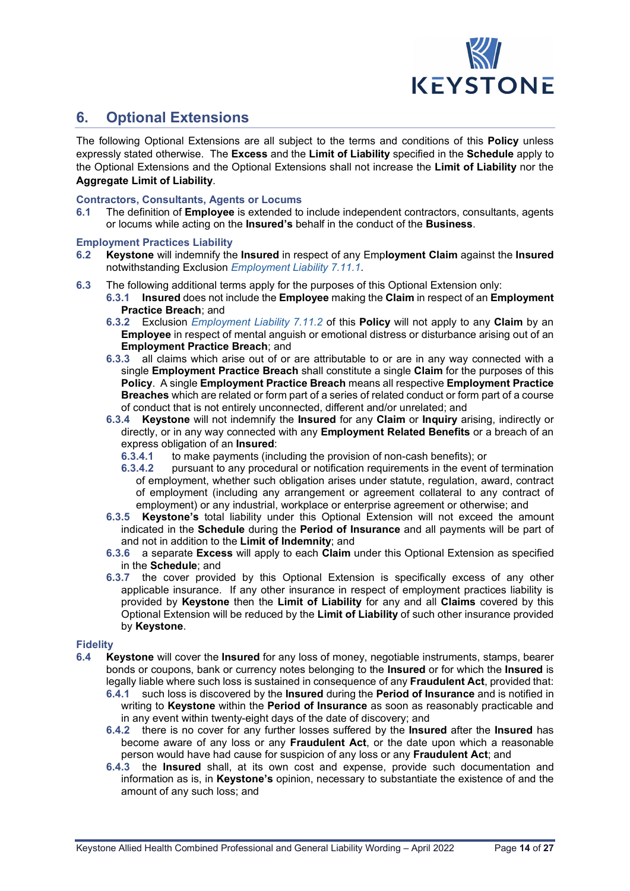## 6. Optional Extensions

The following Optional Extensions are all subject to the terms and conditions of this **Policy** unless expressly stated otherwise. The **Excess** and the **Limit of Liability** specified in the **Schedule** apply to the Optional Extensions and the Optional Extensions shall not increase the **Limit of Liability** nor the **Aggregate Limit of Liability**.

### Contractors, Consultants, Agents or Locums

**6.1** The definition of **Employee** is extended to include independent contractors, consultants, agents or locums while acting on the **Insured's** behalf in the conduct of the **Business**.

### Employment Practices Liability

**6.2** **Keystone** will indemnify the **Insured** in respect of any Emp**loyment Claim** against the **Insured** notwithstanding Exclusion *Employment Liability 7.11.1*.

**6.3** The following additional terms apply for the purposes of this Optional Extension only:

**6.3.1** **Insured** does not include the **Employee** making the **Claim** in respect of an **Employment Practice Breach**; and

**6.3.2** Exclusion *Employment Liability 7.11.2* of this **Policy** will not apply to any **Claim** by an **Employee** in respect of mental anguish or emotional distress or disturbance arising out of an **Employment Practice Breach**; and

**6.3.3** all claims which arise out of or are attributable to or are in any way connected with a single **Employment Practice Breach** shall constitute a single **Claim** for the purposes of this **Policy**. A single **Employment Practice Breach** means all respective **Employment Practice Breaches** which are related or form part of a series of related conduct or form part of a course of conduct that is not entirely unconnected, different and/or unrelated; and

**6.3.4** **Keystone** will not indemnify the **Insured** for any **Claim** or **Inquiry** arising, indirectly or directly, or in any way connected with any **Employment Related Benefits** or a breach of an express obligation of an **Insured**:

**6.3.4.1** to make payments (including the provision of non-cash benefits); or

**6.3.4.2** pursuant to any procedural or notification requirements in the event of termination of employment, whether such obligation arises under statute, regulation, award, contract of employment (including any arrangement or agreement collateral to any contract of employment) or any industrial, workplace or enterprise agreement or otherwise; and

**6.3.5** **Keystone's** total liability under this Optional Extension will not exceed the amount indicated in the **Schedule** during the **Period of Insurance** and all payments will be part of and not in addition to the **Limit of Indemnity**; and

**6.3.6** a separate **Excess** will apply to each **Claim** under this Optional Extension as specified in the **Schedule**; and

**6.3.7** the cover provided by this Optional Extension is specifically excess of any other applicable insurance. If any other insurance in respect of employment practices liability is provided by **Keystone** then the **Limit of Liability** for any and all **Claims** covered by this Optional Extension will be reduced by the **Limit of Liability** of such other insurance provided by **Keystone**.

### Fidelity

**6.4** **Keystone** will cover the **Insured** for any loss of money, negotiable instruments, stamps, bearer bonds or coupons, bank or currency notes belonging to the **Insured** or for which the **Insured** is legally liable where such loss is sustained in consequence of any **Fraudulent Act**, provided that:

**6.4.1** such loss is discovered by the **Insured** during the **Period of Insurance** and is notified in writing to **Keystone** within the **Period of Insurance** as soon as reasonably practicable and in any event within twenty-eight days of the date of discovery; and

**6.4.2** there is no cover for any further losses suffered by the **Insured** after the **Insured** has become aware of any loss or any **Fraudulent Act**, or the date upon which a reasonable person would have had cause for suspicion of any loss or any **Fraudulent Act**; and

**6.4.3** the **Insured** shall, at its own cost and expense, provide such documentation and information as is, in **Keystone's** opinion, necessary to substantiate the existence of and the amount of any such loss; and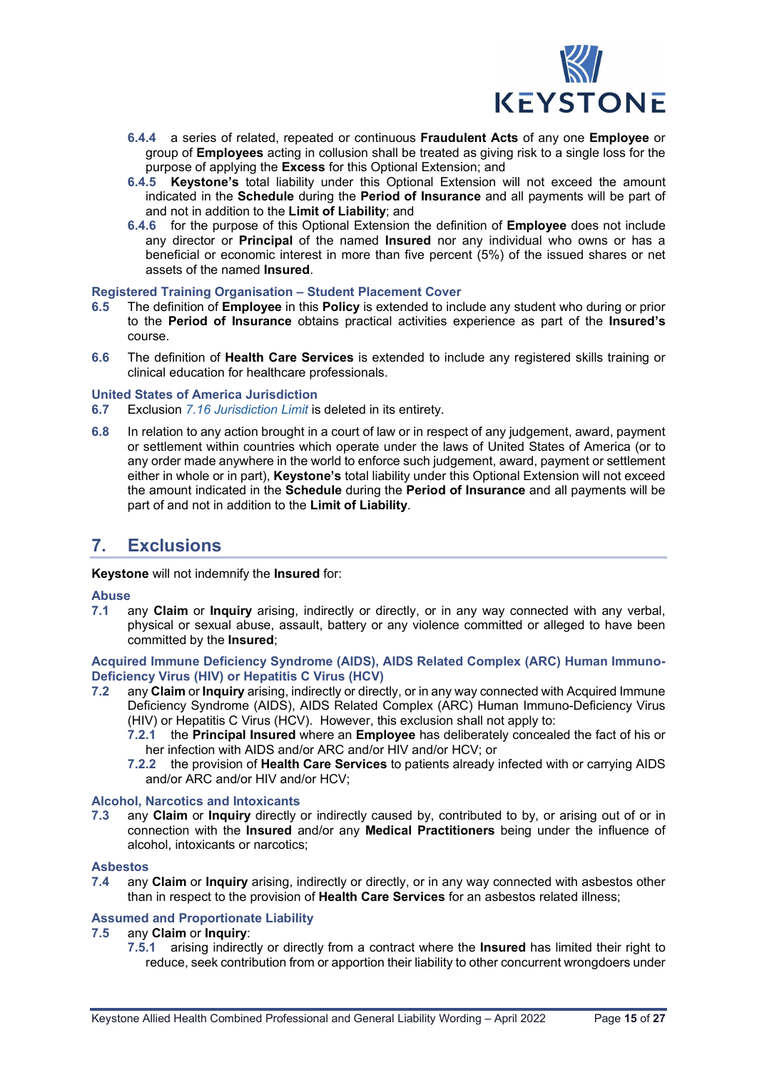**6.4.4** a series of related, repeated or continuous **Fraudulent Acts** of any one **Employee** or group of **Employees** acting in collusion shall be treated as giving risk to a single loss for the purpose of applying the **Excess** for this Optional Extension; and

**6.4.5** **Keystone's** total liability under this Optional Extension will not exceed the amount indicated in the **Schedule** during the **Period of Insurance** and all payments will be part of and not in addition to the **Limit of Liability**; and

**6.4.6** for the purpose of this Optional Extension the definition of **Employee** does not include any director or **Principal** of the named **Insured** nor any individual who owns or has a beneficial or economic interest in more than five percent (5%) of the issued shares or net assets of the named **Insured**.

### Registered Training Organisation – Student Placement Cover

**6.5** The definition of **Employee** in this **Policy** is extended to include any student who during or prior to the **Period of Insurance** obtains practical activities experience as part of the **Insured's** course.

**6.6** The definition of **Health Care Services** is extended to include any registered skills training or clinical education for healthcare professionals.

### United States of America Jurisdiction

**6.7** Exclusion *7.16 Jurisdiction Limit* is deleted in its entirety.

**6.8** In relation to any action brought in a court of law or in respect of any judgement, award, payment or settlement within countries which operate under the laws of United States of America (or to any order made anywhere in the world to enforce such judgement, award, payment or settlement either in whole or in part), **Keystone's** total liability under this Optional Extension will not exceed the amount indicated in the **Schedule** during the **Period of Insurance** and all payments will be part of and not in addition to the **Limit of Liability**.

## 7. Exclusions

**Keystone** will not indemnify the **Insured** for:

### Abuse

**7.1** any **Claim** or **Inquiry** arising, indirectly or directly, or in any way connected with any verbal, physical or sexual abuse, assault, battery or any violence committed or alleged to have been committed by the **Insured**;

### Acquired Immune Deficiency Syndrome (AIDS), AIDS Related Complex (ARC) Human Immuno-Deficiency Virus (HIV) or Hepatitis C Virus (HCV)

**7.2** any **Claim** or **Inquiry** arising, indirectly or directly, or in any way connected with Acquired Immune Deficiency Syndrome (AIDS), AIDS Related Complex (ARC) Human Immuno-Deficiency Virus (HIV) or Hepatitis C Virus (HCV). However, this exclusion shall not apply to:

**7.2.1** the **Principal Insured** where an **Employee** has deliberately concealed the fact of his or her infection with AIDS and/or ARC and/or HIV and/or HCV; or

**7.2.2** the provision of **Health Care Services** to patients already infected with or carrying AIDS and/or ARC and/or HIV and/or HCV;

### Alcohol, Narcotics and Intoxicants

**7.3** any **Claim** or **Inquiry** directly or indirectly caused by, contributed to by, or arising out of or in connection with the **Insured** and/or any **Medical Practitioners** being under the influence of alcohol, intoxicants or narcotics;

### Asbestos

**7.4** any **Claim** or **Inquiry** arising, indirectly or directly, or in any way connected with asbestos other than in respect to the provision of **Health Care Services** for an asbestos related illness;

### Assumed and Proportionate Liability

**7.5** any **Claim** or **Inquiry**:

**7.5.1** arising indirectly or directly from a contract where the **Insured** has limited their right to reduce, seek contribution from or apportion their liability to other concurrent wrongdoers under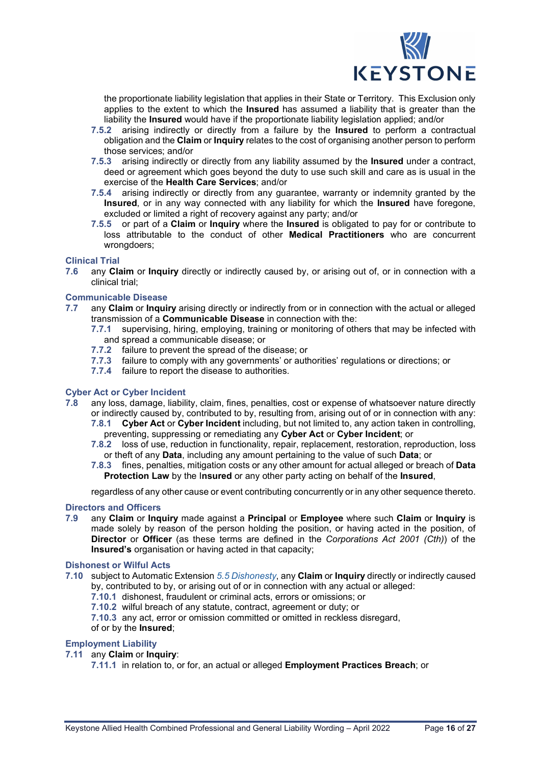the proportionate liability legislation that applies in their State or Territory. This Exclusion only applies to the extent to which the **Insured** has assumed a liability that is greater than the liability the **Insured** would have if the proportionate liability legislation applied; and/or

**7.5.2** arising indirectly or directly from a failure by the **Insured** to perform a contractual obligation and the **Claim** or **Inquiry** relates to the cost of organising another person to perform those services; and/or

**7.5.3** arising indirectly or directly from any liability assumed by the **Insured** under a contract, deed or agreement which goes beyond the duty to use such skill and care as is usual in the exercise of the **Health Care Services**; and/or

**7.5.4** arising indirectly or directly from any guarantee, warranty or indemnity granted by the **Insured**, or in any way connected with any liability for which the **Insured** have foregone, excluded or limited a right of recovery against any party; and/or

**7.5.5** or part of a **Claim** or **Inquiry** where the **Insured** is obligated to pay for or contribute to loss attributable to the conduct of other **Medical Practitioners** who are concurrent wrongdoers;

### Clinical Trial

**7.6** any **Claim** or **Inquiry** directly or indirectly caused by, or arising out of, or in connection with a clinical trial;

### Communicable Disease

**7.7** any **Claim** or **Inquiry** arising directly or indirectly from or in connection with the actual or alleged transmission of a **Communicable Disease** in connection with the:

**7.7.1** supervising, hiring, employing, training or monitoring of others that may be infected with and spread a communicable disease; or

**7.7.2** failure to prevent the spread of the disease; or

**7.7.3** failure to comply with any governments' or authorities' regulations or directions; or

**7.7.4** failure to report the disease to authorities.

### Cyber Act or Cyber Incident

**7.8** any loss, damage, liability, claim, fines, penalties, cost or expense of whatsoever nature directly or indirectly caused by, contributed to by, resulting from, arising out of or in connection with any:

**7.8.1** **Cyber Act** or **Cyber Incident** including, but not limited to, any action taken in controlling, preventing, suppressing or remediating any **Cyber Act** or **Cyber Incident**; or

**7.8.2** loss of use, reduction in functionality, repair, replacement, restoration, reproduction, loss or theft of any **Data**, including any amount pertaining to the value of such **Data**; or

**7.8.3** fines, penalties, mitigation costs or any other amount for actual alleged or breach of **Data Protection Law** by the I**nsured** or any other party acting on behalf of the **Insured**,

regardless of any other cause or event contributing concurrently or in any other sequence thereto.

### Directors and Officers

**7.9** any **Claim** or **Inquiry** made against a **Principal** or **Employee** where such **Claim** or **Inquiry** is made solely by reason of the person holding the position, or having acted in the position, of **Director** or **Officer** (as these terms are defined in the *Corporations Act 2001 (Cth)*) of the **Insured's** organisation or having acted in that capacity;

### Dishonest or Wilful Acts

**7.10** subject to Automatic Extension *5.5 Dishonesty*, any **Claim** or **Inquiry** directly or indirectly caused by, contributed to by, or arising out of or in connection with any actual or alleged:

**7.10.1** dishonest, fraudulent or criminal acts, errors or omissions; or

**7.10.2** wilful breach of any statute, contract, agreement or duty; or

**7.10.3** any act, error or omission committed or omitted in reckless disregard,

of or by the **Insured**;

### Employment Liability

**7.11** any **Claim** or **Inquiry**:

**7.11.1** in relation to, or for, an actual or alleged **Employment Practices Breach**; or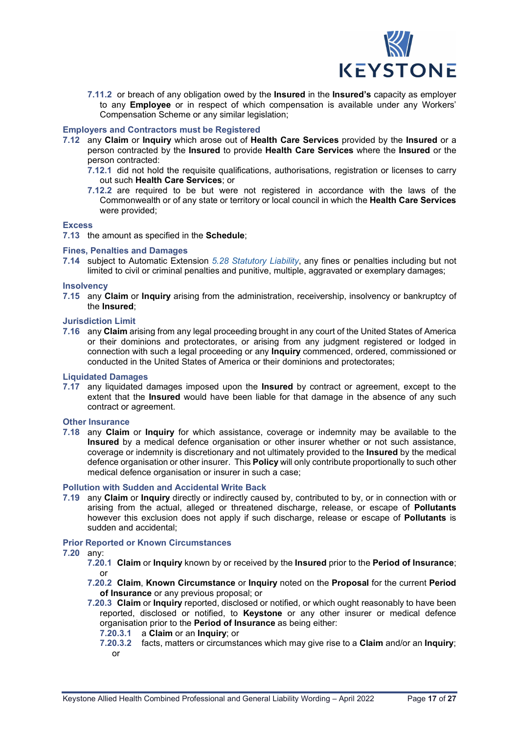**7.11.2** or breach of any obligation owed by the **Insured** in the **Insured's** capacity as employer to any **Employee** or in respect of which compensation is available under any Workers' Compensation Scheme or any similar legislation;

### Employers and Contractors must be Registered

**7.12** any **Claim** or **Inquiry** which arose out of **Health Care Services** provided by the **Insured** or a person contracted by the **Insured** to provide **Health Care Services** where the **Insured** or the person contracted:

**7.12.1** did not hold the requisite qualifications, authorisations, registration or licenses to carry out such **Health Care Services**; or

**7.12.2** are required to be but were not registered in accordance with the laws of the Commonwealth or of any state or territory or local council in which the **Health Care Services** were provided;

### Excess

**7.13** the amount as specified in the **Schedule**;

### Fines, Penalties and Damages

**7.14** subject to Automatic Extension *5.28 Statutory Liability*, any fines or penalties including but not limited to civil or criminal penalties and punitive, multiple, aggravated or exemplary damages;

### Insolvency

**7.15** any **Claim** or **Inquiry** arising from the administration, receivership, insolvency or bankruptcy of the **Insured**;

### Jurisdiction Limit

**7.16** any **Claim** arising from any legal proceeding brought in any court of the United States of America or their dominions and protectorates, or arising from any judgment registered or lodged in connection with such a legal proceeding or any **Inquiry** commenced, ordered, commissioned or conducted in the United States of America or their dominions and protectorates;

### Liquidated Damages

**7.17** any liquidated damages imposed upon the **Insured** by contract or agreement, except to the extent that the **Insured** would have been liable for that damage in the absence of any such contract or agreement.

### Other Insurance

**7.18** any **Claim** or **Inquiry** for which assistance, coverage or indemnity may be available to the **Insured** by a medical defence organisation or other insurer whether or not such assistance, coverage or indemnity is discretionary and not ultimately provided to the **Insured** by the medical defence organisation or other insurer. This **Policy** will only contribute proportionally to such other medical defence organisation or insurer in such a case;

### Pollution with Sudden and Accidental Write Back

**7.19** any **Claim** or **Inquiry** directly or indirectly caused by, contributed to by, or in connection with or arising from the actual, alleged or threatened discharge, release, or escape of **Pollutants** however this exclusion does not apply if such discharge, release or escape of **Pollutants** is sudden and accidental;

### Prior Reported or Known Circumstances

**7.20** any:

**7.20.1** **Claim** or **Inquiry** known by or received by the **Insured** prior to the **Period of Insurance**; or

**7.20.2** **Claim**, **Known Circumstance** or **Inquiry** noted on the **Proposal** for the current **Period of Insurance** or any previous proposal; or

**7.20.3** **Claim** or **Inquiry** reported, disclosed or notified, or which ought reasonably to have been reported, disclosed or notified, to **Keystone** or any other insurer or medical defence organisation prior to the **Period of Insurance** as being either:

**7.20.3.1** a **Claim** or an **Inquiry**; or

**7.20.3.2** facts, matters or circumstances which may give rise to a **Claim** and/or an **Inquiry**; or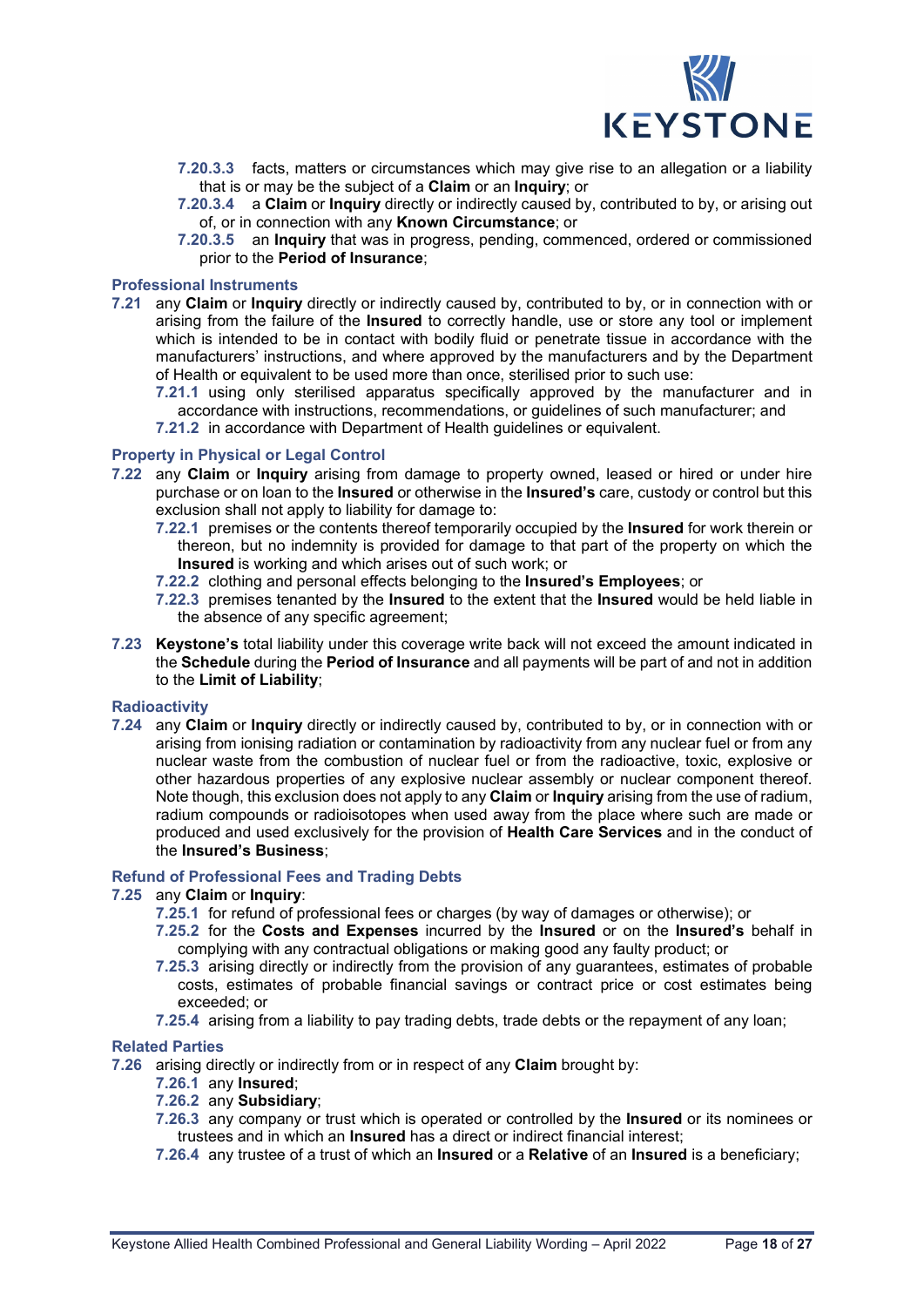7.20.3.3 facts, matters or circumstances which may give rise to an allegation or a liability that is or may be the subject of a **Claim** or an **Inquiry**; or

7.20.3.4 a **Claim** or **Inquiry** directly or indirectly caused by, contributed to by, or arising out of, or in connection with any **Known Circumstance**; or

7.20.3.5 an **Inquiry** that was in progress, pending, commenced, ordered or commissioned prior to the **Period of Insurance**;

### Professional Instruments

**7.21** any **Claim** or **Inquiry** directly or indirectly caused by, contributed to by, or in connection with or arising from the failure of the **Insured** to correctly handle, use or store any tool or implement which is intended to be in contact with bodily fluid or penetrate tissue in accordance with the manufacturers' instructions, and where approved by the manufacturers and by the Department of Health or equivalent to be used more than once, sterilised prior to such use:

- **7.21.1** using only sterilised apparatus specifically approved by the manufacturer and in accordance with instructions, recommendations, or guidelines of such manufacturer; and
- **7.21.2** in accordance with Department of Health guidelines or equivalent.

### Property in Physical or Legal Control

**7.22** any **Claim** or **Inquiry** arising from damage to property owned, leased or hired or under hire purchase or on loan to the **Insured** or otherwise in the **Insured's** care, custody or control but this exclusion shall not apply to liability for damage to:

- **7.22.1** premises or the contents thereof temporarily occupied by the **Insured** for work therein or thereon, but no indemnity is provided for damage to that part of the property on which the **Insured** is working and which arises out of such work; or
- **7.22.2** clothing and personal effects belonging to the **Insured's Employees**; or
- **7.22.3** premises tenanted by the **Insured** to the extent that the **Insured** would be held liable in the absence of any specific agreement;

**7.23** **Keystone's** total liability under this coverage write back will not exceed the amount indicated in the **Schedule** during the **Period of Insurance** and all payments will be part of and not in addition to the **Limit of Liability**;

### Radioactivity

**7.24** any **Claim** or **Inquiry** directly or indirectly caused by, contributed to by, or in connection with or arising from ionising radiation or contamination by radioactivity from any nuclear fuel or from any nuclear waste from the combustion of nuclear fuel or from the radioactive, toxic, explosive or other hazardous properties of any explosive nuclear assembly or nuclear component thereof. Note though, this exclusion does not apply to any **Claim** or **Inquiry** arising from the use of radium, radium compounds or radioisotopes when used away from the place where such are made or produced and used exclusively for the provision of **Health Care Services** and in the conduct of the **Insured's Business**;

### Refund of Professional Fees and Trading Debts

**7.25** any **Claim** or **Inquiry**:

- **7.25.1** for refund of professional fees or charges (by way of damages or otherwise); or
- **7.25.2** for the **Costs and Expenses** incurred by the **Insured** or on the **Insured's** behalf in complying with any contractual obligations or making good any faulty product; or
- **7.25.3** arising directly or indirectly from the provision of any guarantees, estimates of probable costs, estimates of probable financial savings or contract price or cost estimates being exceeded; or
- **7.25.4** arising from a liability to pay trading debts, trade debts or the repayment of any loan;

### Related Parties

**7.26** arising directly or indirectly from or in respect of any **Claim** brought by:

- **7.26.1** any **Insured**;
- **7.26.2** any **Subsidiary**;
- **7.26.3** any company or trust which is operated or controlled by the **Insured** or its nominees or trustees and in which an **Insured** has a direct or indirect financial interest;
- **7.26.4** any trustee of a trust of which an **Insured** or a **Relative** of an **Insured** is a beneficiary;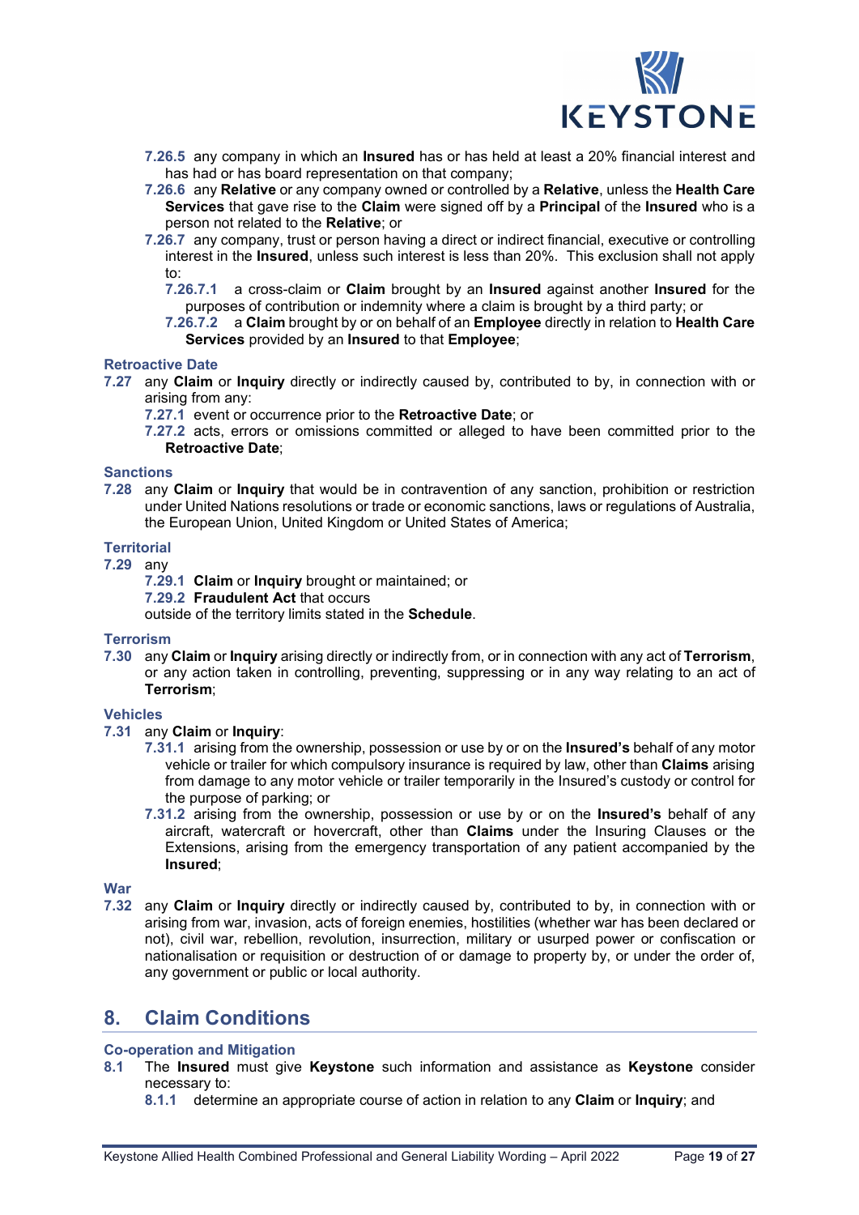**7.26.5** any company in which an **Insured** has or has held at least a 20% financial interest and has had or has board representation on that company;

**7.26.6** any **Relative** or any company owned or controlled by a **Relative**, unless the **Health Care Services** that gave rise to the **Claim** were signed off by a **Principal** of the **Insured** who is a person not related to the **Relative**; or

**7.26.7** any company, trust or person having a direct or indirect financial, executive or controlling interest in the **Insured**, unless such interest is less than 20%. This exclusion shall not apply to:

**7.26.7.1** a cross-claim or **Claim** brought by an **Insured** against another **Insured** for the purposes of contribution or indemnity where a claim is brought by a third party; or

**7.26.7.2** a **Claim** brought by or on behalf of an **Employee** directly in relation to **Health Care Services** provided by an **Insured** to that **Employee**;

### Retroactive Date

**7.27** any **Claim** or **Inquiry** directly or indirectly caused by, contributed to by, in connection with or arising from any:

**7.27.1** event or occurrence prior to the **Retroactive Date**; or

**7.27.2** acts, errors or omissions committed or alleged to have been committed prior to the **Retroactive Date**;

### Sanctions

**7.28** any **Claim** or **Inquiry** that would be in contravention of any sanction, prohibition or restriction under United Nations resolutions or trade or economic sanctions, laws or regulations of Australia, the European Union, United Kingdom or United States of America;

### Territorial

**7.29** any

**7.29.1** **Claim** or **Inquiry** brought or maintained; or

**7.29.2** **Fraudulent Act** that occurs

outside of the territory limits stated in the **Schedule**.

### Terrorism

**7.30** any **Claim** or **Inquiry** arising directly or indirectly from, or in connection with any act of **Terrorism**, or any action taken in controlling, preventing, suppressing or in any way relating to an act of **Terrorism**;

### Vehicles

**7.31** any **Claim** or **Inquiry**:

**7.31.1** arising from the ownership, possession or use by or on the **Insured's** behalf of any motor vehicle or trailer for which compulsory insurance is required by law, other than **Claims** arising from damage to any motor vehicle or trailer temporarily in the Insured's custody or control for the purpose of parking; or

**7.31.2** arising from the ownership, possession or use by or on the **Insured's** behalf of any aircraft, watercraft or hovercraft, other than **Claims** under the Insuring Clauses or the Extensions, arising from the emergency transportation of any patient accompanied by the **Insured**;

### War

**7.32** any **Claim** or **Inquiry** directly or indirectly caused by, contributed to by, in connection with or arising from war, invasion, acts of foreign enemies, hostilities (whether war has been declared or not), civil war, rebellion, revolution, insurrection, military or usurped power or confiscation or nationalisation or requisition or destruction of or damage to property by, or under the order of, any government or public or local authority.

## 8. Claim Conditions

### Co-operation and Mitigation

**8.1** The **Insured** must give **Keystone** such information and assistance as **Keystone** consider necessary to:

**8.1.1** determine an appropriate course of action in relation to any **Claim** or **Inquiry**; and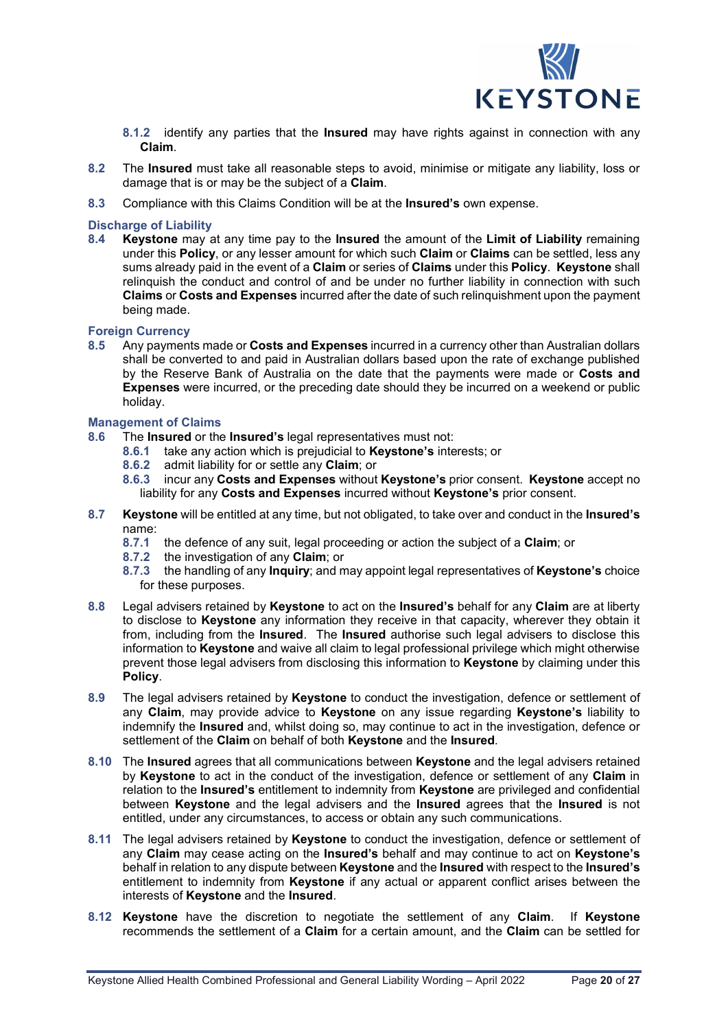**8.1.2** identify any parties that the **Insured** may have rights against in connection with any **Claim**.

**8.2** The **Insured** must take all reasonable steps to avoid, minimise or mitigate any liability, loss or damage that is or may be the subject of a **Claim**.

**8.3** Compliance with this Claims Condition will be at the **Insured's** own expense.

### Discharge of Liability

**8.4** **Keystone** may at any time pay to the **Insured** the amount of the **Limit of Liability** remaining under this **Policy**, or any lesser amount for which such **Claim** or **Claims** can be settled, less any sums already paid in the event of a **Claim** or series of **Claims** under this **Policy**. **Keystone** shall relinquish the conduct and control of and be under no further liability in connection with such **Claims** or **Costs and Expenses** incurred after the date of such relinquishment upon the payment being made.

### Foreign Currency

**8.5** Any payments made or **Costs and Expenses** incurred in a currency other than Australian dollars shall be converted to and paid in Australian dollars based upon the rate of exchange published by the Reserve Bank of Australia on the date that the payments were made or **Costs and Expenses** were incurred, or the preceding date should they be incurred on a weekend or public holiday.

### Management of Claims

**8.6** The **Insured** or the **Insured's** legal representatives must not:

**8.6.1** take any action which is prejudicial to **Keystone's** interests; or

**8.6.2** admit liability for or settle any **Claim**; or

**8.6.3** incur any **Costs and Expenses** without **Keystone's** prior consent. **Keystone** accept no liability for any **Costs and Expenses** incurred without **Keystone's** prior consent.

**8.7** **Keystone** will be entitled at any time, but not obligated, to take over and conduct in the **Insured's** name:

**8.7.1** the defence of any suit, legal proceeding or action the subject of a **Claim**; or

**8.7.2** the investigation of any **Claim**; or

**8.7.3** the handling of any **Inquiry**; and may appoint legal representatives of **Keystone's** choice for these purposes.

**8.8** Legal advisers retained by **Keystone** to act on the **Insured's** behalf for any **Claim** are at liberty to disclose to **Keystone** any information they receive in that capacity, wherever they obtain it from, including from the **Insured**. The **Insured** authorise such legal advisers to disclose this information to **Keystone** and waive all claim to legal professional privilege which might otherwise prevent those legal advisers from disclosing this information to **Keystone** by claiming under this **Policy**.

**8.9** The legal advisers retained by **Keystone** to conduct the investigation, defence or settlement of any **Claim**, may provide advice to **Keystone** on any issue regarding **Keystone's** liability to indemnify the **Insured** and, whilst doing so, may continue to act in the investigation, defence or settlement of the **Claim** on behalf of both **Keystone** and the **Insured**.

**8.10** The **Insured** agrees that all communications between **Keystone** and the legal advisers retained by **Keystone** to act in the conduct of the investigation, defence or settlement of any **Claim** in relation to the **Insured's** entitlement to indemnity from **Keystone** are privileged and confidential between **Keystone** and the legal advisers and the **Insured** agrees that the **Insured** is not entitled, under any circumstances, to access or obtain any such communications.

**8.11** The legal advisers retained by **Keystone** to conduct the investigation, defence or settlement of any **Claim** may cease acting on the **Insured's** behalf and may continue to act on **Keystone's** behalf in relation to any dispute between **Keystone** and the **Insured** with respect to the **Insured's** entitlement to indemnity from **Keystone** if any actual or apparent conflict arises between the interests of **Keystone** and the **Insured**.

**8.12** **Keystone** have the discretion to negotiate the settlement of any **Claim**. If **Keystone** recommends the settlement of a **Claim** for a certain amount, and the **Claim** can be settled for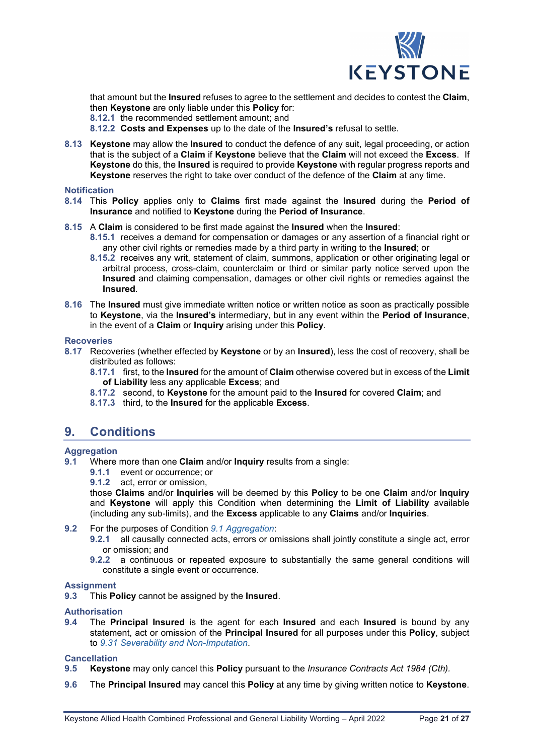that amount but the **Insured** refuses to agree to the settlement and decides to contest the **Claim**, then **Keystone** are only liable under this **Policy** for:

**8.12.1** the recommended settlement amount; and

**8.12.2** **Costs and Expenses** up to the date of the **Insured's** refusal to settle.

**8.13** **Keystone** may allow the **Insured** to conduct the defence of any suit, legal proceeding, or action that is the subject of a **Claim** if **Keystone** believe that the **Claim** will not exceed the **Excess**. If **Keystone** do this, the **Insured** is required to provide **Keystone** with regular progress reports and **Keystone** reserves the right to take over conduct of the defence of the **Claim** at any time.

### Notification

**8.14** This **Policy** applies only to **Claims** first made against the **Insured** during the **Period of Insurance** and notified to **Keystone** during the **Period of Insurance**.

**8.15** A **Claim** is considered to be first made against the **Insured** when the **Insured**:

**8.15.1** receives a demand for compensation or damages or any assertion of a financial right or any other civil rights or remedies made by a third party in writing to the **Insured**; or

**8.15.2** receives any writ, statement of claim, summons, application or other originating legal or arbitral process, cross-claim, counterclaim or third or similar party notice served upon the **Insured** and claiming compensation, damages or other civil rights or remedies against the **Insured**.

**8.16** The **Insured** must give immediate written notice or written notice as soon as practically possible to **Keystone**, via the **Insured's** intermediary, but in any event within the **Period of Insurance**, in the event of a **Claim** or **Inquiry** arising under this **Policy**.

### Recoveries

**8.17** Recoveries (whether effected by **Keystone** or by an **Insured**), less the cost of recovery, shall be distributed as follows:

**8.17.1** first, to the **Insured** for the amount of **Claim** otherwise covered but in excess of the **Limit of Liability** less any applicable **Excess**; and

**8.17.2** second, to **Keystone** for the amount paid to the **Insured** for covered **Claim**; and

**8.17.3** third, to the **Insured** for the applicable **Excess**.

## 9. Conditions

### Aggregation

**9.1** Where more than one **Claim** and/or **Inquiry** results from a single:

**9.1.1** event or occurrence; or

**9.1.2** act, error or omission,

those **Claims** and/or **Inquiries** will be deemed by this **Policy** to be one **Claim** and/or **Inquiry** and **Keystone** will apply this Condition when determining the **Limit of Liability** available (including any sub-limits), and the **Excess** applicable to any **Claims** and/or **Inquiries**.

**9.2** For the purposes of Condition *9.1 Aggregation*:

**9.2.1** all causally connected acts, errors or omissions shall jointly constitute a single act, error or omission; and

**9.2.2** a continuous or repeated exposure to substantially the same general conditions will constitute a single event or occurrence.

### Assignment

**9.3** This **Policy** cannot be assigned by the **Insured**.

### Authorisation

**9.4** The **Principal Insured** is the agent for each **Insured** and each **Insured** is bound by any statement, act or omission of the **Principal Insured** for all purposes under this **Policy**, subject to *9.31 Severability and Non-Imputation*.

### Cancellation

**9.5** **Keystone** may only cancel this **Policy** pursuant to the *Insurance Contracts Act 1984 (Cth).*

**9.6** The **Principal Insured** may cancel this **Policy** at any time by giving written notice to **Keystone**.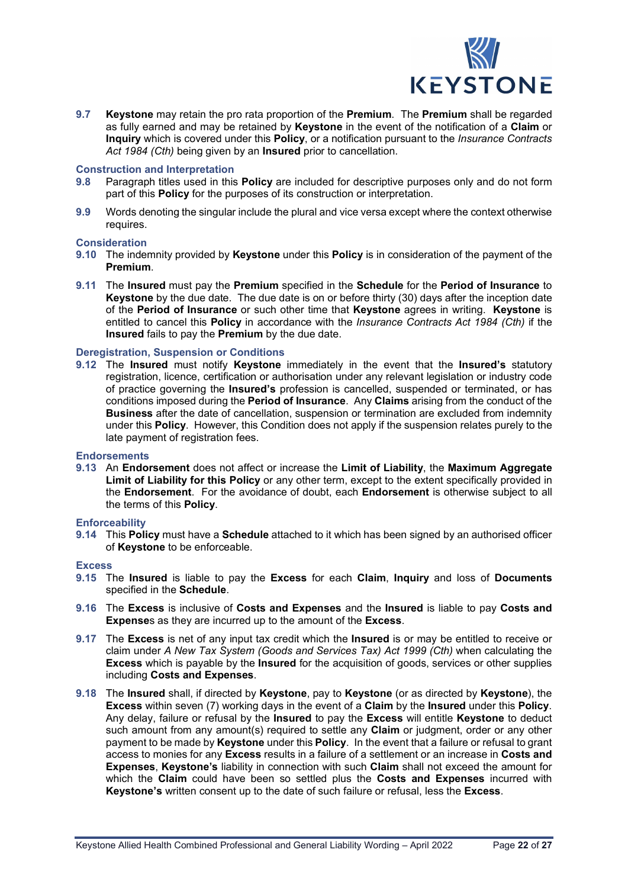**9.7** **Keystone** may retain the pro rata proportion of the **Premium**. The **Premium** shall be regarded as fully earned and may be retained by **Keystone** in the event of the notification of a **Claim** or **Inquiry** which is covered under this **Policy**, or a notification pursuant to the *Insurance Contracts Act 1984 (Cth)* being given by an **Insured** prior to cancellation.

### Construction and Interpretation

**9.8** Paragraph titles used in this **Policy** are included for descriptive purposes only and do not form part of this **Policy** for the purposes of its construction or interpretation.

**9.9** Words denoting the singular include the plural and vice versa except where the context otherwise requires.

### Consideration

**9.10** The indemnity provided by **Keystone** under this **Policy** is in consideration of the payment of the **Premium**.

**9.11** The **Insured** must pay the **Premium** specified in the **Schedule** for the **Period of Insurance** to **Keystone** by the due date. The due date is on or before thirty (30) days after the inception date of the **Period of Insurance** or such other time that **Keystone** agrees in writing. **Keystone** is entitled to cancel this **Policy** in accordance with the *Insurance Contracts Act 1984 (Cth)* if the **Insured** fails to pay the **Premium** by the due date.

### Deregistration, Suspension or Conditions

**9.12** The **Insured** must notify **Keystone** immediately in the event that the **Insured's** statutory registration, licence, certification or authorisation under any relevant legislation or industry code of practice governing the **Insured's** profession is cancelled, suspended or terminated, or has conditions imposed during the **Period of Insurance**. Any **Claims** arising from the conduct of the **Business** after the date of cancellation, suspension or termination are excluded from indemnity under this **Policy**. However, this Condition does not apply if the suspension relates purely to the late payment of registration fees.

### Endorsements

**9.13** An **Endorsement** does not affect or increase the **Limit of Liability**, the **Maximum Aggregate Limit of Liability for this Policy** or any other term, except to the extent specifically provided in the **Endorsement**. For the avoidance of doubt, each **Endorsement** is otherwise subject to all the terms of this **Policy**.

### Enforceability

**9.14** This **Policy** must have a **Schedule** attached to it which has been signed by an authorised officer of **Keystone** to be enforceable.

### Excess

**9.15** The **Insured** is liable to pay the **Excess** for each **Claim**, **Inquiry** and loss of **Documents** specified in the **Schedule**.

**9.16** The **Excess** is inclusive of **Costs and Expenses** and the **Insured** is liable to pay **Costs and Expense**s as they are incurred up to the amount of the **Excess**.

**9.17** The **Excess** is net of any input tax credit which the **Insured** is or may be entitled to receive or claim under *A New Tax System (Goods and Services Tax) Act 1999 (Cth)* when calculating the **Excess** which is payable by the **Insured** for the acquisition of goods, services or other supplies including **Costs and Expenses**.

**9.18** The **Insured** shall, if directed by **Keystone**, pay to **Keystone** (or as directed by **Keystone**), the **Excess** within seven (7) working days in the event of a **Claim** by the **Insured** under this **Policy**. Any delay, failure or refusal by the **Insured** to pay the **Excess** will entitle **Keystone** to deduct such amount from any amount(s) required to settle any **Claim** or judgment, order or any other payment to be made by **Keystone** under this **Policy**. In the event that a failure or refusal to grant access to monies for any **Excess** results in a failure of a settlement or an increase in **Costs and Expenses**, **Keystone's** liability in connection with such **Claim** shall not exceed the amount for which the **Claim** could have been so settled plus the **Costs and Expenses** incurred with **Keystone's** written consent up to the date of such failure or refusal, less the **Excess**.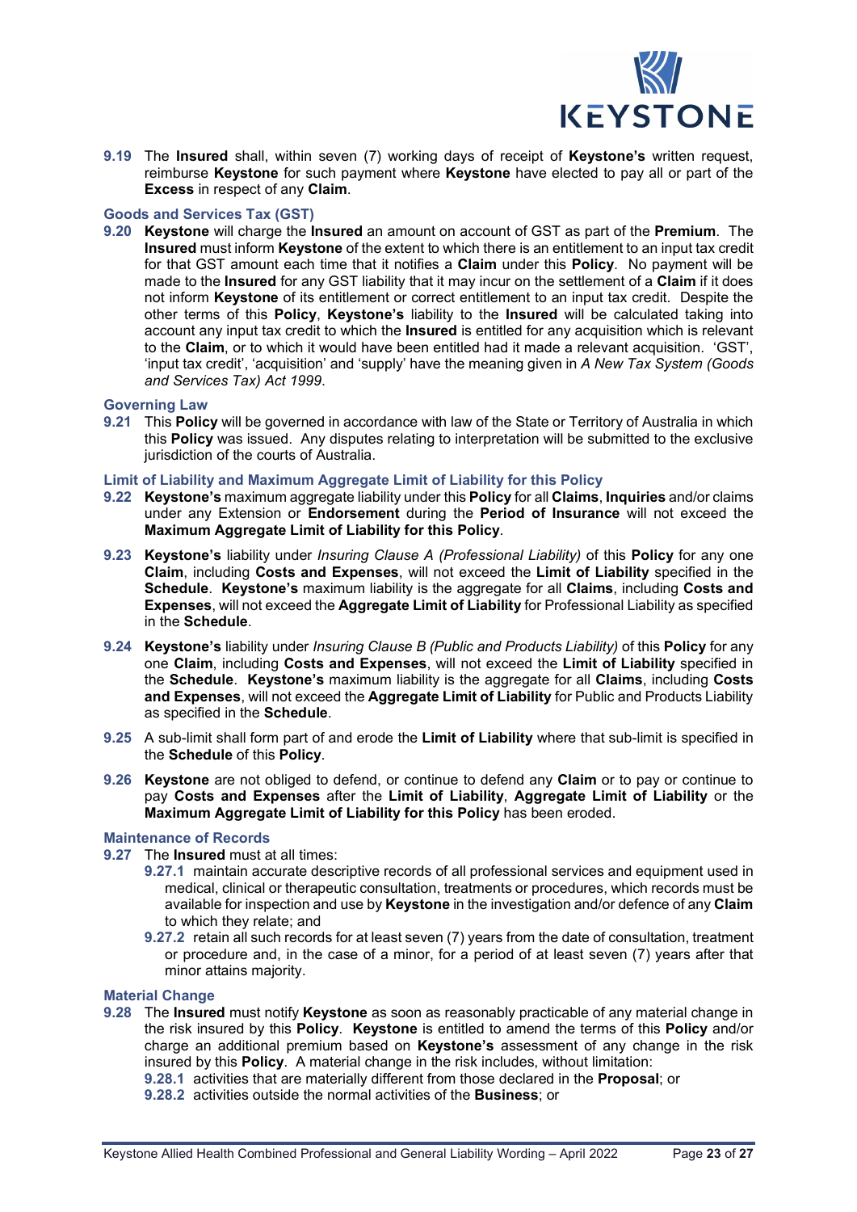**9.19** The **Insured** shall, within seven (7) working days of receipt of **Keystone's** written request, reimburse **Keystone** for such payment where **Keystone** have elected to pay all or part of the **Excess** in respect of any **Claim**.

### Goods and Services Tax (GST)

**9.20** **Keystone** will charge the **Insured** an amount on account of GST as part of the **Premium**. The **Insured** must inform **Keystone** of the extent to which there is an entitlement to an input tax credit for that GST amount each time that it notifies a **Claim** under this **Policy**. No payment will be made to the **Insured** for any GST liability that it may incur on the settlement of a **Claim** if it does not inform **Keystone** of its entitlement or correct entitlement to an input tax credit. Despite the other terms of this **Policy**, **Keystone's** liability to the **Insured** will be calculated taking into account any input tax credit to which the **Insured** is entitled for any acquisition which is relevant to the **Claim**, or to which it would have been entitled had it made a relevant acquisition. 'GST', 'input tax credit', 'acquisition' and 'supply' have the meaning given in *A New Tax System (Goods and Services Tax) Act 1999*.

### Governing Law

**9.21** This **Policy** will be governed in accordance with law of the State or Territory of Australia in which this **Policy** was issued. Any disputes relating to interpretation will be submitted to the exclusive jurisdiction of the courts of Australia.

### Limit of Liability and Maximum Aggregate Limit of Liability for this Policy

**9.22** **Keystone's** maximum aggregate liability under this **Policy** for all **Claims**, **Inquiries** and/or claims under any Extension or **Endorsement** during the **Period of Insurance** will not exceed the **Maximum Aggregate Limit of Liability for this Policy**.

**9.23** **Keystone's** liability under *Insuring Clause A (Professional Liability)* of this **Policy** for any one **Claim**, including **Costs and Expenses**, will not exceed the **Limit of Liability** specified in the **Schedule**. **Keystone's** maximum liability is the aggregate for all **Claims**, including **Costs and Expenses**, will not exceed the **Aggregate Limit of Liability** for Professional Liability as specified in the **Schedule**.

**9.24** **Keystone's** liability under *Insuring Clause B (Public and Products Liability)* of this **Policy** for any one **Claim**, including **Costs and Expenses**, will not exceed the **Limit of Liability** specified in the **Schedule**. **Keystone's** maximum liability is the aggregate for all **Claims**, including **Costs and Expenses**, will not exceed the **Aggregate Limit of Liability** for Public and Products Liability as specified in the **Schedule**.

**9.25** A sub-limit shall form part of and erode the **Limit of Liability** where that sub-limit is specified in the **Schedule** of this **Policy**.

**9.26** **Keystone** are not obliged to defend, or continue to defend any **Claim** or to pay or continue to pay **Costs and Expenses** after the **Limit of Liability**, **Aggregate Limit of Liability** or the **Maximum Aggregate Limit of Liability for this Policy** has been eroded.

### Maintenance of Records

**9.27** The **Insured** must at all times:

- **9.27.1** maintain accurate descriptive records of all professional services and equipment used in medical, clinical or therapeutic consultation, treatments or procedures, which records must be available for inspection and use by **Keystone** in the investigation and/or defence of any **Claim** to which they relate; and
- **9.27.2** retain all such records for at least seven (7) years from the date of consultation, treatment or procedure and, in the case of a minor, for a period of at least seven (7) years after that minor attains majority.

### Material Change

**9.28** The **Insured** must notify **Keystone** as soon as reasonably practicable of any material change in the risk insured by this **Policy**. **Keystone** is entitled to amend the terms of this **Policy** and/or charge an additional premium based on **Keystone's** assessment of any change in the risk insured by this **Policy**. A material change in the risk includes, without limitation:

- **9.28.1** activities that are materially different from those declared in the **Proposal**; or
- **9.28.2** activities outside the normal activities of the **Business**; or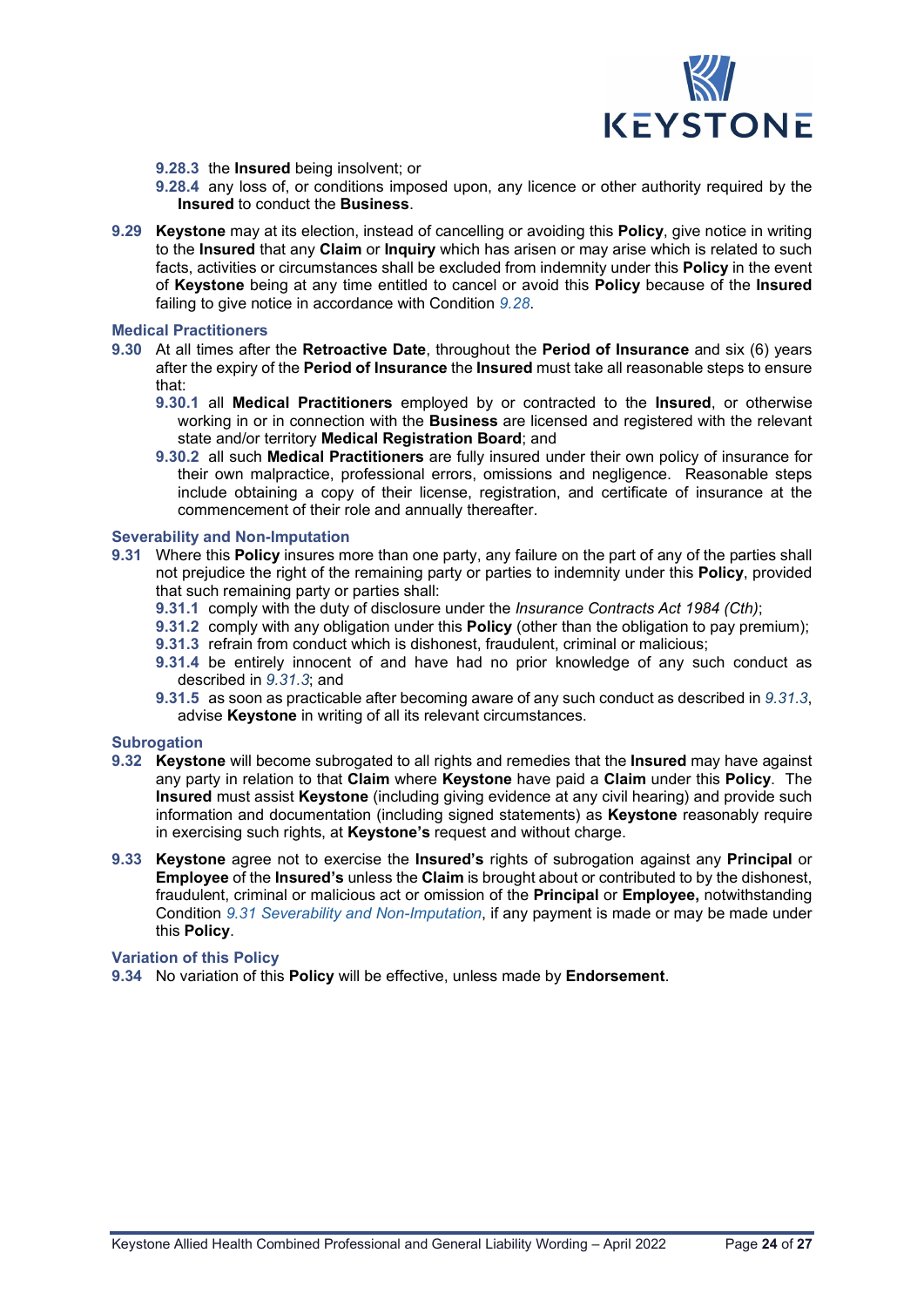**9.28.3** the **Insured** being insolvent; or

**9.28.4** any loss of, or conditions imposed upon, any licence or other authority required by the **Insured** to conduct the **Business**.

**9.29** **Keystone** may at its election, instead of cancelling or avoiding this **Policy**, give notice in writing to the **Insured** that any **Claim** or **Inquiry** which has arisen or may arise which is related to such facts, activities or circumstances shall be excluded from indemnity under this **Policy** in the event of **Keystone** being at any time entitled to cancel or avoid this **Policy** because of the **Insured** failing to give notice in accordance with Condition *9.28*.

### Medical Practitioners

**9.30** At all times after the **Retroactive Date**, throughout the **Period of Insurance** and six (6) years after the expiry of the **Period of Insurance** the **Insured** must take all reasonable steps to ensure that:

**9.30.1** all **Medical Practitioners** employed by or contracted to the **Insured**, or otherwise working in or in connection with the **Business** are licensed and registered with the relevant state and/or territory **Medical Registration Board**; and

**9.30.2** all such **Medical Practitioners** are fully insured under their own policy of insurance for their own malpractice, professional errors, omissions and negligence. Reasonable steps include obtaining a copy of their license, registration, and certificate of insurance at the commencement of their role and annually thereafter.

### Severability and Non-Imputation

**9.31** Where this **Policy** insures more than one party, any failure on the part of any of the parties shall not prejudice the right of the remaining party or parties to indemnity under this **Policy**, provided that such remaining party or parties shall:

**9.31.1** comply with the duty of disclosure under the *Insurance Contracts Act 1984 (Cth)*;

**9.31.2** comply with any obligation under this **Policy** (other than the obligation to pay premium);

**9.31.3** refrain from conduct which is dishonest, fraudulent, criminal or malicious;

**9.31.4** be entirely innocent of and have had no prior knowledge of any such conduct as described in *9.31.3*; and

**9.31.5** as soon as practicable after becoming aware of any such conduct as described in *9.31.3*, advise **Keystone** in writing of all its relevant circumstances.

### Subrogation

**9.32** **Keystone** will become subrogated to all rights and remedies that the **Insured** may have against any party in relation to that **Claim** where **Keystone** have paid a **Claim** under this **Policy**. The **Insured** must assist **Keystone** (including giving evidence at any civil hearing) and provide such information and documentation (including signed statements) as **Keystone** reasonably require in exercising such rights, at **Keystone's** request and without charge.

**9.33** **Keystone** agree not to exercise the **Insured's** rights of subrogation against any **Principal** or **Employee** of the **Insured's** unless the **Claim** is brought about or contributed to by the dishonest, fraudulent, criminal or malicious act or omission of the **Principal** or **Employee,** notwithstanding Condition *9.31 Severability and Non-Imputation*, if any payment is made or may be made under this **Policy**.

### Variation of this Policy

**9.34** No variation of this **Policy** will be effective, unless made by **Endorsement**.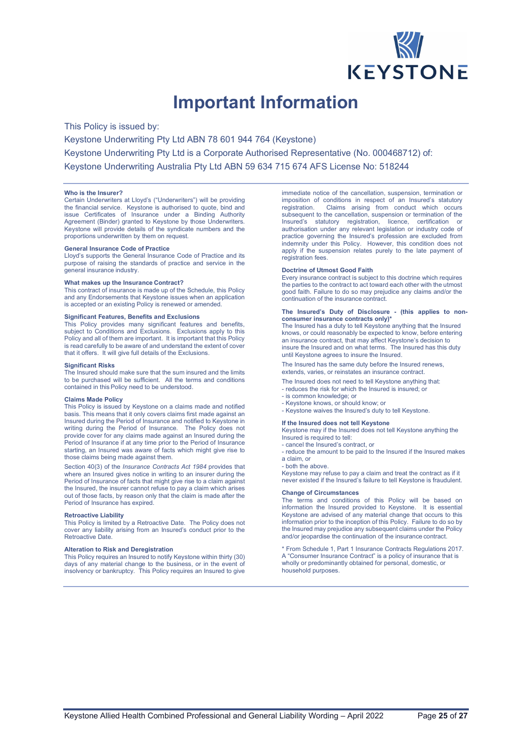# Important Information

This Policy is issued by:

Keystone Underwriting Pty Ltd ABN 78 601 944 764 (Keystone)

Keystone Underwriting Pty Ltd is a Corporate Authorised Representative (No. 000468712) of:

Keystone Underwriting Australia Pty Ltd ABN 59 634 715 674 AFS License No: 518244

**Who is the Insurer?**
Certain Underwriters at Lloyd's ("Underwriters") will be providing the financial service. Keystone is authorised to quote, bind and issue Certificates of Insurance under a Binding Authority Agreement (Binder) granted to Keystone by those Underwriters. Keystone will provide details of the syndicate numbers and the proportions underwritten by them on request.

**General Insurance Code of Practice**
Lloyd's supports the General Insurance Code of Practice and its purpose of raising the standards of practice and service in the general insurance industry.

**What makes up the Insurance Contract?**
This contract of insurance is made up of the Schedule, this Policy and any Endorsements that Keystone issues when an application is accepted or an existing Policy is renewed or amended.

**Significant Features, Benefits and Exclusions**
This Policy provides many significant features and benefits, subject to Conditions and Exclusions. Exclusions apply to this Policy and all of them are important. It is important that this Policy is read carefully to be aware of and understand the extent of cover that it offers. It will give full details of the Exclusions.

**Significant Risks**
The Insured should make sure that the sum insured and the limits to be purchased will be sufficient. All the terms and conditions contained in this Policy need to be understood.

**Claims Made Policy**
This Policy is issued by Keystone on a claims made and notified basis. This means that it only covers claims first made against an Insured during the Period of Insurance and notified to Keystone in writing during the Period of Insurance. The Policy does not provide cover for any claims made against an Insured during the Period of Insurance if at any time prior to the Period of Insurance starting, an Insured was aware of facts which might give rise to those claims being made against them.

Section 40(3) of the *Insurance Contracts Act 1984* provides that where an Insured gives notice in writing to an insurer during the Period of Insurance of facts that might give rise to a claim against the Insured, the insurer cannot refuse to pay a claim which arises out of those facts, by reason only that the claim is made after the Period of Insurance has expired.

**Retroactive Liability**
This Policy is limited by a Retroactive Date. The Policy does not cover any liability arising from an Insured's conduct prior to the Retroactive Date.

**Alteration to Risk and Deregistration**
This Policy requires an Insured to notify Keystone within thirty (30) days of any material change to the business, or in the event of insolvency or bankruptcy. This Policy requires an Insured to give immediate notice of the cancellation, suspension, termination or imposition of conditions in respect of an Insured's statutory registration. Claims arising from conduct which occurs subsequent to the cancellation, suspension or termination of the Insured's statutory registration, licence, certification or authorisation under any relevant legislation or industry code of practice governing the Insured's profession are excluded from indemnity under this Policy. However, this condition does not apply if the suspension relates purely to the late payment of registration fees.

**Doctrine of Utmost Good Faith**
Every insurance contract is subject to this doctrine which requires the parties to the contract to act toward each other with the utmost good faith. Failure to do so may prejudice any claims and/or the continuation of the insurance contract.

**The Insured's Duty of Disclosure - (this applies to non-consumer insurance contracts only)***
The Insured has a duty to tell Keystone anything that the Insured knows, or could reasonably be expected to know, before entering an insurance contract, that may affect Keystone's decision to insure the Insured and on what terms. The Insured has this duty until Keystone agrees to insure the Insured.

The Insured has the same duty before the Insured renews, extends, varies, or reinstates an insurance contract.

The Insured does not need to tell Keystone anything that:

- reduces the risk for which the Insured is insured; or
- is common knowledge; or
- Keystone knows, or should know; or
- Keystone waives the Insured's duty to tell Keystone.

**If the Insured does not tell Keystone**
Keystone may if the Insured does not tell Keystone anything the Insured is required to tell:

- cancel the Insured's contract, or
- reduce the amount to be paid to the Insured if the Insured makes a claim, or
- both the above.

Keystone may refuse to pay a claim and treat the contract as if it never existed if the Insured's failure to tell Keystone is fraudulent.

**Change of Circumstances**
The terms and conditions of this Policy will be based on information the Insured provided to Keystone. It is essential Keystone are advised of any material change that occurs to this information prior to the inception of this Policy. Failure to do so by the Insured may prejudice any subsequent claims under the Policy and/or jeopardise the continuation of the insurance contract.

* From Schedule 1, Part 1 Insurance Contracts Regulations 2017. A "Consumer Insurance Contract" is a policy of insurance that is wholly or predominantly obtained for personal, domestic, or household purposes.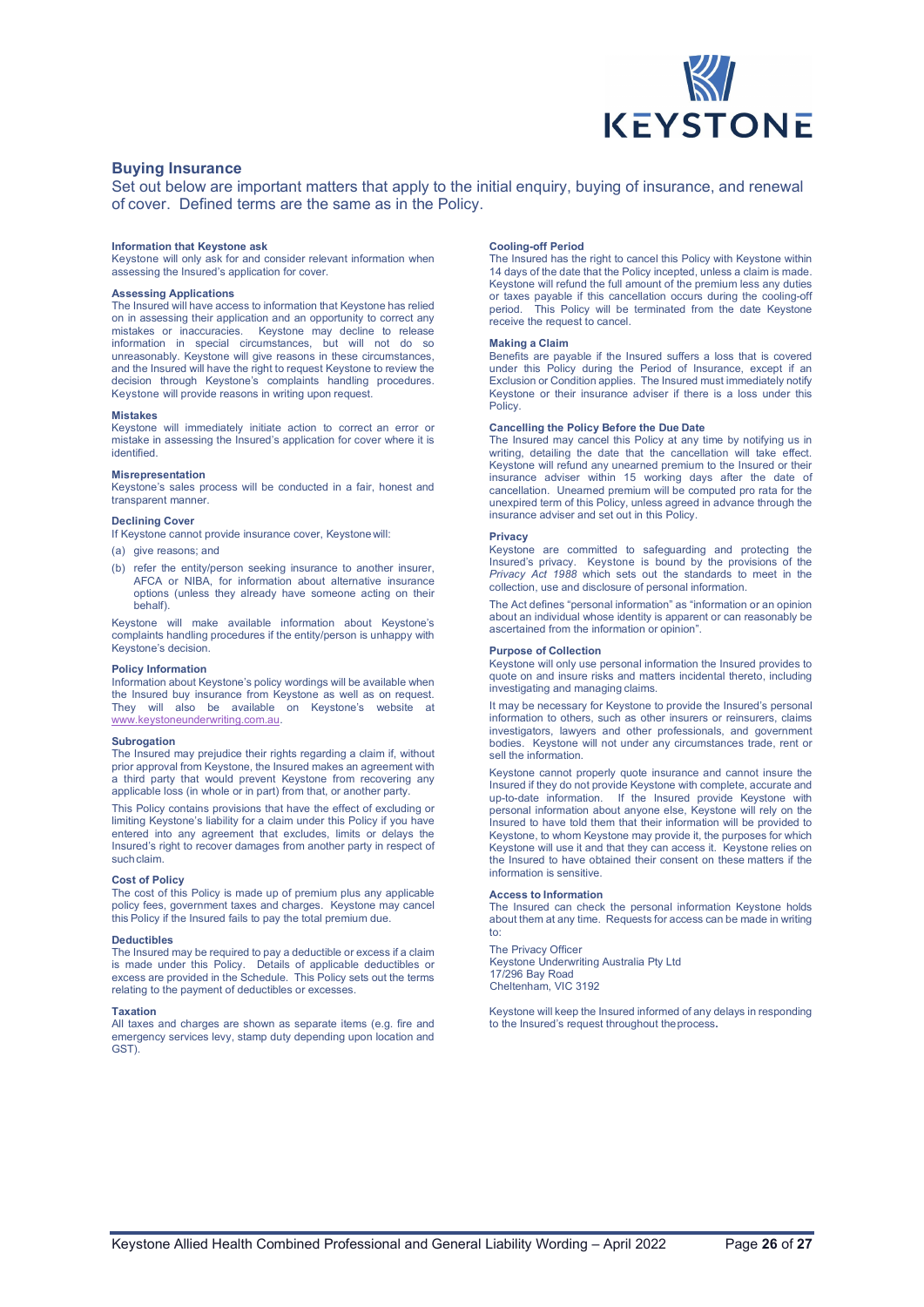## Buying Insurance

Set out below are important matters that apply to the initial enquiry, buying of insurance, and renewal of cover. Defined terms are the same as in the Policy.

### Information that Keystone ask

Keystone will only ask for and consider relevant information when assessing the Insured's application for cover.

### Assessing Applications

The Insured will have access to information that Keystone has relied on in assessing their application and an opportunity to correct any mistakes or inaccuracies. Keystone may decline to release information in special circumstances, but will not do so unreasonably. Keystone will give reasons in these circumstances, and the Insured will have the right to request Keystone to review the decision through Keystone's complaints handling procedures. Keystone will provide reasons in writing upon request.

### Mistakes

Keystone will immediately initiate action to correct an error or mistake in assessing the Insured's application for cover where it is identified.

### Misrepresentation

Keystone's sales process will be conducted in a fair, honest and transparent manner.

### Declining Cover

If Keystone cannot provide insurance cover, Keystone will:

(a) give reasons; and

(b) refer the entity/person seeking insurance to another insurer, AFCA or NIBA, for information about alternative insurance options (unless they already have someone acting on their behalf).

Keystone will make available information about Keystone's complaints handling procedures if the entity/person is unhappy with Keystone's decision.

### Policy Information

Information about Keystone's policy wordings will be available when the Insured buy insurance from Keystone as well as on request. They will also be available on Keystone's website at www.keystoneunderwriting.com.au.

### Subrogation

The Insured may prejudice their rights regarding a claim if, without prior approval from Keystone, the Insured makes an agreement with a third party that would prevent Keystone from recovering any applicable loss (in whole or in part) from that, or another party.

This Policy contains provisions that have the effect of excluding or limiting Keystone's liability for a claim under this Policy if you have entered into any agreement that excludes, limits or delays the Insured's right to recover damages from another party in respect of such claim.

### Cost of Policy

The cost of this Policy is made up of premium plus any applicable policy fees, government taxes and charges. Keystone may cancel this Policy if the Insured fails to pay the total premium due.

### Deductibles

The Insured may be required to pay a deductible or excess if a claim is made under this Policy. Details of applicable deductibles or excess are provided in the Schedule. This Policy sets out the terms relating to the payment of deductibles or excesses.

### Taxation

All taxes and charges are shown as separate items (e.g. fire and emergency services levy, stamp duty depending upon location and GST).

### Cooling-off Period

The Insured has the right to cancel this Policy with Keystone within 14 days of the date that the Policy incepted, unless a claim is made. Keystone will refund the full amount of the premium less any duties or taxes payable if this cancellation occurs during the cooling-off period. This Policy will be terminated from the date Keystone receive the request to cancel.

### Making a Claim

Benefits are payable if the Insured suffers a loss that is covered under this Policy during the Period of Insurance, except if an Exclusion or Condition applies. The Insured must immediately notify Keystone or their insurance adviser if there is a loss under this Policy.

### Cancelling the Policy Before the Due Date

The Insured may cancel this Policy at any time by notifying us in writing, detailing the date that the cancellation will take effect. Keystone will refund any unearned premium to the Insured or their insurance adviser within 15 working days after the date of cancellation. Unearned premium will be computed pro rata for the unexpired term of this Policy, unless agreed in advance through the insurance adviser and set out in this Policy.

### Privacy

Keystone are committed to safeguarding and protecting the Insured's privacy. Keystone is bound by the provisions of the *Privacy Act 1988* which sets out the standards to meet in the collection, use and disclosure of personal information.

The Act defines "personal information" as "information or an opinion about an individual whose identity is apparent or can reasonably be ascertained from the information or opinion".

### Purpose of Collection

Keystone will only use personal information the Insured provides to quote on and insure risks and matters incidental thereto, including investigating and managing claims.

It may be necessary for Keystone to provide the Insured's personal information to others, such as other insurers or reinsurers, claims investigators, lawyers and other professionals, and government bodies. Keystone will not under any circumstances trade, rent or sell the information.

Keystone cannot properly quote insurance and cannot insure the Insured if they do not provide Keystone with complete, accurate and up-to-date information. If the Insured provide Keystone with personal information about anyone else, Keystone will rely on the Insured to have told them that their information will be provided to Keystone, to whom Keystone may provide it, the purposes for which Keystone will use it and that they can access it. Keystone relies on the Insured to have obtained their consent on these matters if the information is sensitive.

### Access to Information

The Insured can check the personal information Keystone holds about them at any time. Requests for access can be made in writing to:

The Privacy Officer
Keystone Underwriting Australia Pty Ltd
17/296 Bay Road
Cheltenham, VIC 3192

Keystone will keep the Insured informed of any delays in responding to the Insured's request throughout the process.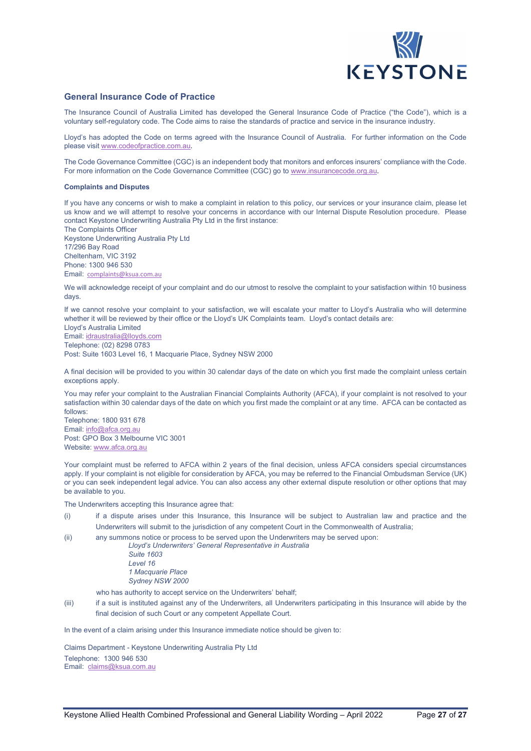## General Insurance Code of Practice

The Insurance Council of Australia Limited has developed the General Insurance Code of Practice ("the Code"), which is a voluntary self-regulatory code. The Code aims to raise the standards of practice and service in the insurance industry.

Lloyd's has adopted the Code on terms agreed with the Insurance Council of Australia. For further information on the Code please visit www.codeofpractice.com.au.

The Code Governance Committee (CGC) is an independent body that monitors and enforces insurers' compliance with the Code. For more information on the Code Governance Committee (CGC) go to www.insurancecode.org.au.

#### Complaints and Disputes

If you have any concerns or wish to make a complaint in relation to this policy, our services or your insurance claim, please let us know and we will attempt to resolve your concerns in accordance with our Internal Dispute Resolution procedure. Please contact Keystone Underwriting Australia Pty Ltd in the first instance:
The Complaints Officer
Keystone Underwriting Australia Pty Ltd
17/296 Bay Road
Cheltenham, VIC 3192
Phone: 1300 946 530
Email: complaints@ksua.com.au

We will acknowledge receipt of your complaint and do our utmost to resolve the complaint to your satisfaction within 10 business days.

If we cannot resolve your complaint to your satisfaction, we will escalate your matter to Lloyd's Australia who will determine whether it will be reviewed by their office or the Lloyd's UK Complaints team. Lloyd's contact details are:
Lloyd's Australia Limited
Email: idraustralia@lloyds.com
Telephone: (02) 8298 0783
Post: Suite 1603 Level 16, 1 Macquarie Place, Sydney NSW 2000

A final decision will be provided to you within 30 calendar days of the date on which you first made the complaint unless certain exceptions apply.

You may refer your complaint to the Australian Financial Complaints Authority (AFCA), if your complaint is not resolved to your satisfaction within 30 calendar days of the date on which you first made the complaint or at any time. AFCA can be contacted as follows:
Telephone: 1800 931 678
Email: info@afca.org.au
Post: GPO Box 3 Melbourne VIC 3001
Website: www.afca.org.au

Your complaint must be referred to AFCA within 2 years of the final decision, unless AFCA considers special circumstances apply. If your complaint is not eligible for consideration by AFCA, you may be referred to the Financial Ombudsman Service (UK) or you can seek independent legal advice. You can also access any other external dispute resolution or other options that may be available to you.

The Underwriters accepting this Insurance agree that:

(i) if a dispute arises under this Insurance, this Insurance will be subject to Australian law and practice and the Underwriters will submit to the jurisdiction of any competent Court in the Commonwealth of Australia;

(ii) any summons notice or process to be served upon the Underwriters may be served upon:

*Lloyd's Underwriters' General Representative in Australia*
*Suite 1603*
*Level 16*
*1 Macquarie Place*
*Sydney NSW 2000*

who has authority to accept service on the Underwriters' behalf;

(iii) if a suit is instituted against any of the Underwriters, all Underwriters participating in this Insurance will abide by the final decision of such Court or any competent Appellate Court.

In the event of a claim arising under this Insurance immediate notice should be given to:

Claims Department - Keystone Underwriting Australia Pty Ltd
Telephone: 1300 946 530
Email: claims@ksua.com.au